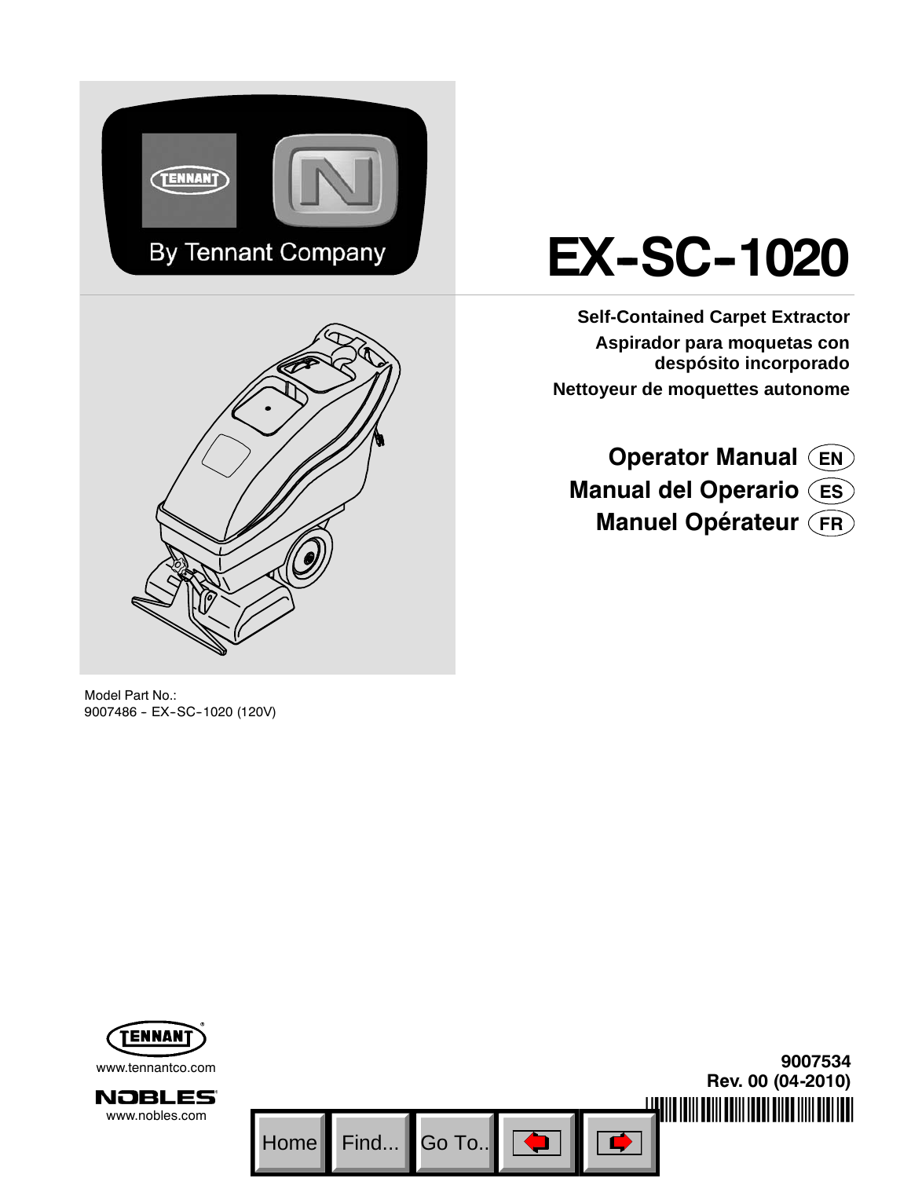# EX-SC-1020

**Self-Contained Carpet Extractor**

**Aspirador para moquetas con despósito incorporado**

**Nettoyeur de moquettes autonome**

## Operator Manual (EN)
## Manual del Operario (ES)
## Manuel Opérateur (FR)

Model Part No.:
9007486 - EX-SC-1020 (120V)

www.tennantco.com

www.nobles.com

**9007534**
**Rev. 00 (04-2010)**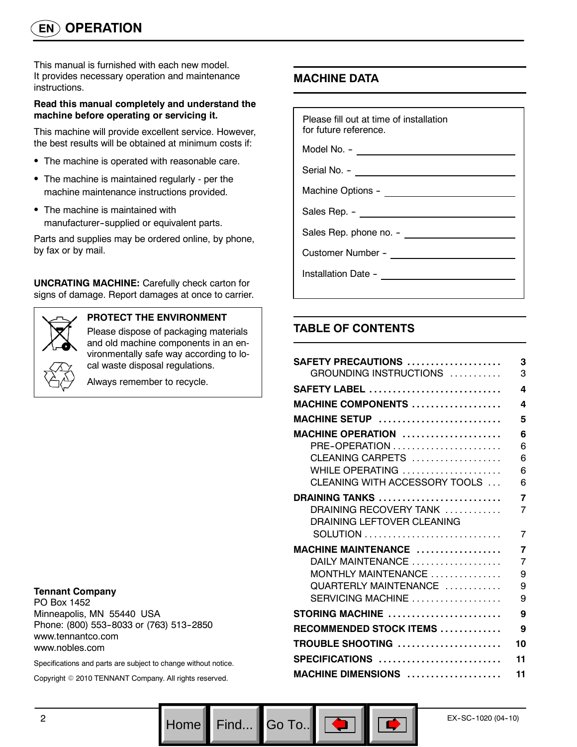# EN OPERATION

This manual is furnished with each new model. It provides necessary operation and maintenance instructions.

**Read this manual completely and understand the machine before operating or servicing it.**

This machine will provide excellent service. However, the best results will be obtained at minimum costs if:

- The machine is operated with reasonable care.
- The machine is maintained regularly - per the machine maintenance instructions provided.
- The machine is maintained with manufacturer-supplied or equivalent parts.

Parts and supplies may be ordered online, by phone, by fax or by mail.

**UNCRATING MACHINE:** Carefully check carton for signs of damage. Report damages at once to carrier.

**PROTECT THE ENVIRONMENT**

Please dispose of packaging materials and old machine components in an environmentally safe way according to local waste disposal regulations.

Always remember to recycle.

**Tennant Company**
PO Box 1452
Minneapolis, MN 55440 USA
Phone: (800) 553-8033 or (763) 513-2850
www.tennantco.com
www.nobles.com

Specifications and parts are subject to change without notice.

Copyright © 2010 TENNANT Company. All rights reserved.

## MACHINE DATA

Please fill out at time of installation for future reference.

Model No. - ______________________

Serial No. - ______________________

Machine Options - ______________________

Sales Rep. - ______________________

Sales Rep. phone no. - ______________________

Customer Number - ______________________

Installation Date - ______________________

## TABLE OF CONTENTS

| Section | Page |
|---|---|
| **SAFETY PRECAUTIONS** | **3** |
| GROUNDING INSTRUCTIONS | 3 |
| **SAFETY LABEL** | **4** |
| **MACHINE COMPONENTS** | **4** |
| **MACHINE SETUP** | **5** |
| **MACHINE OPERATION** | **6** |
| PRE-OPERATION | 6 |
| CLEANING CARPETS | 6 |
| WHILE OPERATING | 6 |
| CLEANING WITH ACCESSORY TOOLS | 6 |
| **DRAINING TANKS** | **7** |
| DRAINING RECOVERY TANK | 7 |
| DRAINING LEFTOVER CLEANING SOLUTION | 7 |
| **MACHINE MAINTENANCE** | **7** |
| DAILY MAINTENANCE | 7 |
| MONTHLY MAINTENANCE | 9 |
| QUARTERLY MAINTENANCE | 9 |
| SERVICING MACHINE | 9 |
| **STORING MACHINE** | **9** |
| **RECOMMENDED STOCK ITEMS** | **9** |
| **TROUBLE SHOOTING** | **10** |
| **SPECIFICATIONS** | **11** |
| **MACHINE DIMENSIONS** | **11** |

EX-SC-1020 (04-10)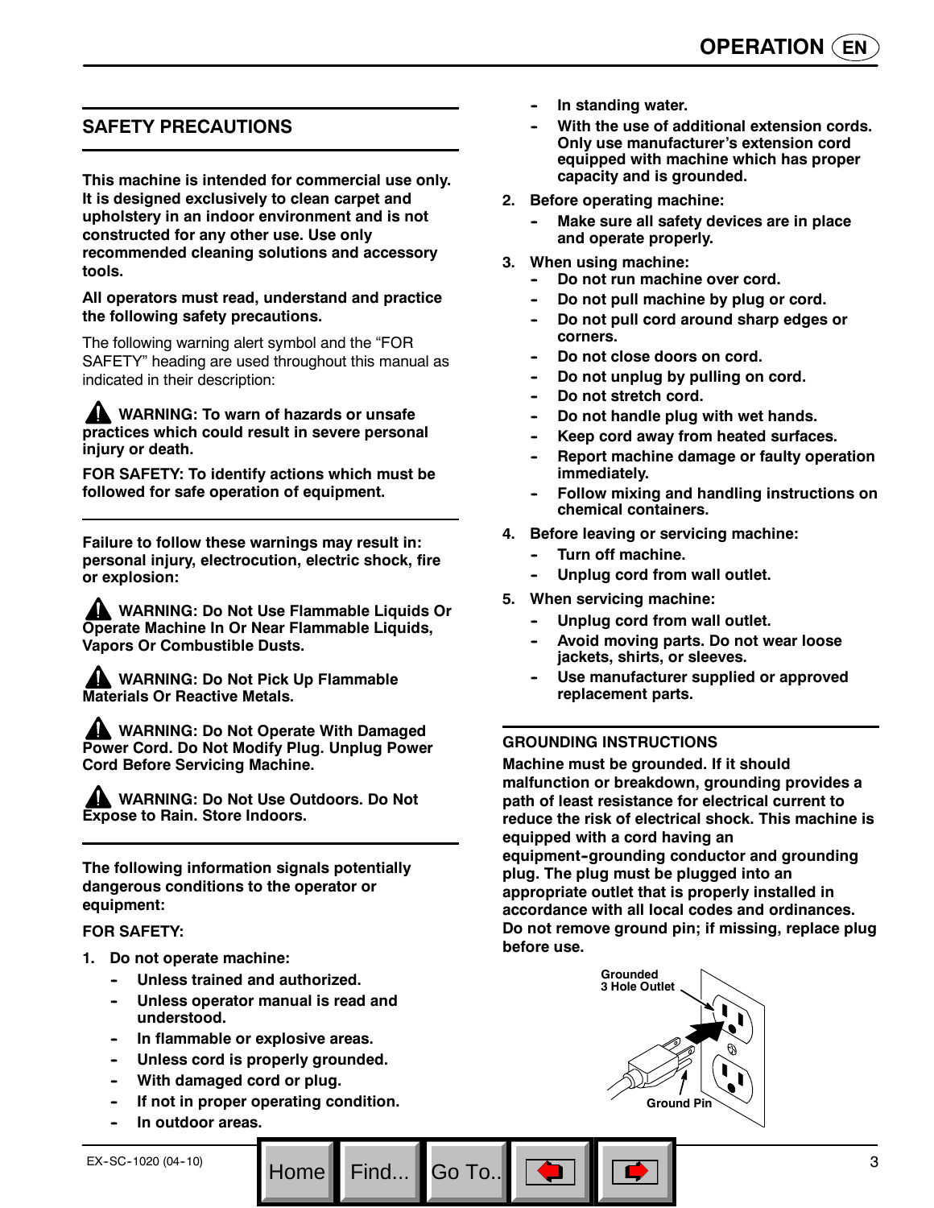## SAFETY PRECAUTIONS

**This machine is intended for commercial use only. It is designed exclusively to clean carpet and upholstery in an indoor environment and is not constructed for any other use. Use only recommended cleaning solutions and accessory tools.**

**All operators must read, understand and practice the following safety precautions.**

The following warning alert symbol and the "FOR SAFETY" heading are used throughout this manual as indicated in their description:

**⚠ WARNING: To warn of hazards or unsafe practices which could result in severe personal injury or death.**

**FOR SAFETY: To identify actions which must be followed for safe operation of equipment.**

**Failure to follow these warnings may result in: personal injury, electrocution, electric shock, fire or explosion:**

**⚠ WARNING: Do Not Use Flammable Liquids Or Operate Machine In Or Near Flammable Liquids, Vapors Or Combustible Dusts.**

**⚠ WARNING: Do Not Pick Up Flammable Materials Or Reactive Metals.**

**⚠ WARNING: Do Not Operate With Damaged Power Cord. Do Not Modify Plug. Unplug Power Cord Before Servicing Machine.**

**⚠ WARNING: Do Not Use Outdoors. Do Not Expose to Rain. Store Indoors.**

**The following information signals potentially dangerous conditions to the operator or equipment:**

**FOR SAFETY:**

1. **Do not operate machine:**
   - **Unless trained and authorized.**
   - **Unless operator manual is read and understood.**
   - **In flammable or explosive areas.**
   - **Unless cord is properly grounded.**
   - **With damaged cord or plug.**
   - **If not in proper operating condition.**
   - **In outdoor areas.**
   - **In standing water.**
   - **With the use of additional extension cords. Only use manufacturer's extension cord equipped with machine which has proper capacity and is grounded.**
2. **Before operating machine:**
   - **Make sure all safety devices are in place and operate properly.**
3. **When using machine:**
   - **Do not run machine over cord.**
   - **Do not pull machine by plug or cord.**
   - **Do not pull cord around sharp edges or corners.**
   - **Do not close doors on cord.**
   - **Do not unplug by pulling on cord.**
   - **Do not stretch cord.**
   - **Do not handle plug with wet hands.**
   - **Keep cord away from heated surfaces.**
   - **Report machine damage or faulty operation immediately.**
   - **Follow mixing and handling instructions on chemical containers.**
4. **Before leaving or servicing machine:**
   - **Turn off machine.**
   - **Unplug cord from wall outlet.**
5. **When servicing machine:**
   - **Unplug cord from wall outlet.**
   - **Avoid moving parts. Do not wear loose jackets, shirts, or sleeves.**
   - **Use manufacturer supplied or approved replacement parts.**

### GROUNDING INSTRUCTIONS

**Machine must be grounded. If it should malfunction or breakdown, grounding provides a path of least resistance for electrical current to reduce the risk of electrical shock. This machine is equipped with a cord having an equipment-grounding conductor and grounding plug. The plug must be plugged into an appropriate outlet that is properly installed in accordance with all local codes and ordinances. Do not remove ground pin; if missing, replace plug before use.**

Grounded 3 Hole Outlet

Ground Pin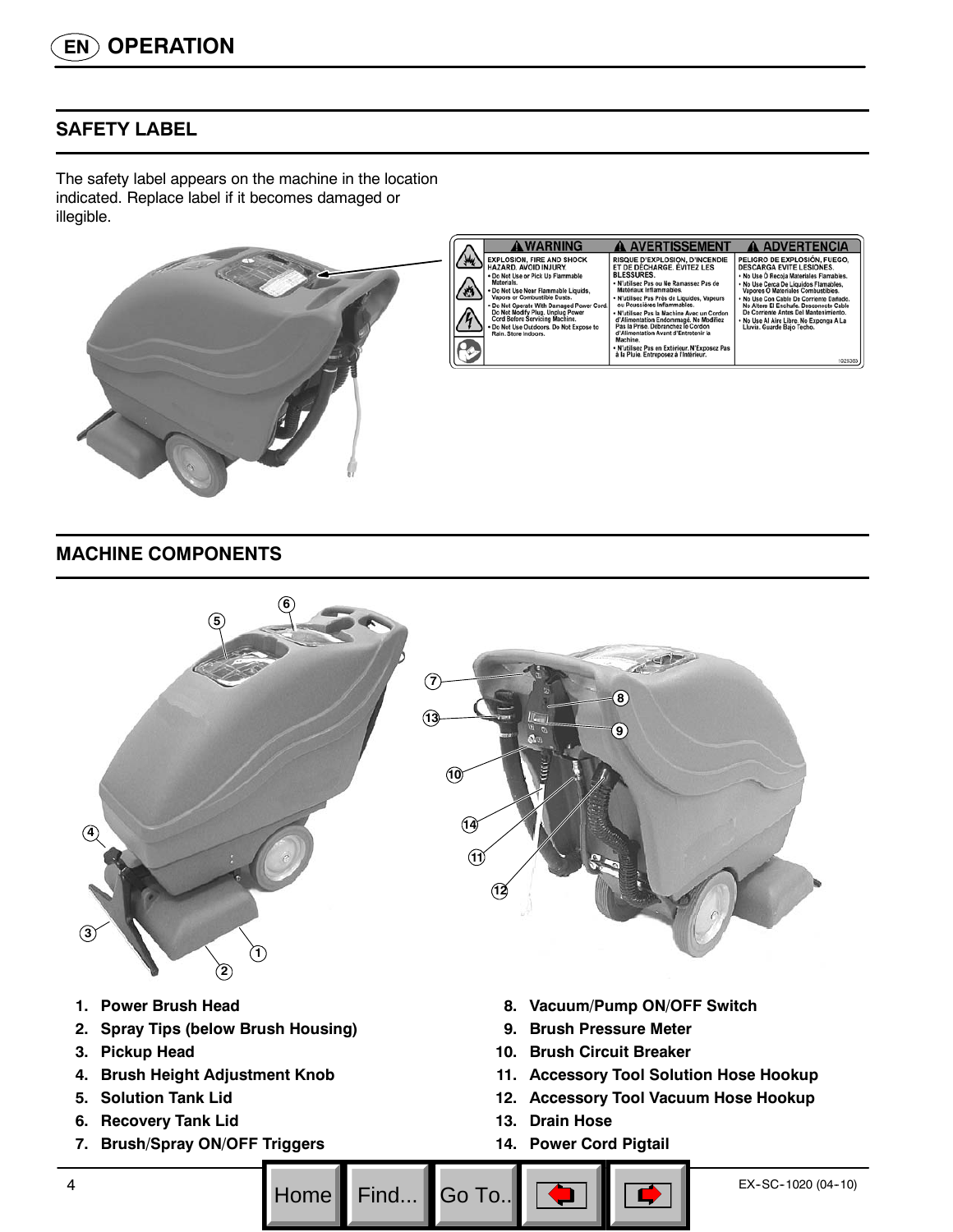## SAFETY LABEL

The safety label appears on the machine in the location indicated. Replace label if it becomes damaged or illegible.

| ⚠ WARNING | ⚠ AVERTISSEMENT | ⚠ ADVERTENCIA |
|---|---|---|
| EXPLOSION, FIRE AND SHOCK HAZARD. AVOID INJURY. • Do Not Use or Pick Up Flammable Materials. • Do Not Use Near Flammable Liquids, Vapors or Combustible Dusts. • Do Not Operate With Damaged Power Cord. Do Not Modify Plug. Unplug Power Cord Before Servicing Machine. • Do Not Use Outdoors. Do Not Expose to Rain. Store Indoors. | RISQUE D'EXPLOSION, D'INCENDIE ET DE DÉCHARGE. ÉVITEZ LES BLESSURES. • N'utilisez Pas ou Ne Ramassez Pas de Matériaux Inflammables. • N'utilisez Pas Près de Liquides, Vapeurs ou Poussières Inflammables. • N'utilisez Pas la Machine Avec un Cordon d'Alimentation Endommagé. Ne Modifiez Pas la Prise. Débranchez le Cordon d'Alimentation Avant d'Entretenir la Machine. • N'utilisez Pas en Extérieur. N'Exposez Pas à la Pluie. Entreposez à l'Intérieur. | PELIGRO DE EXPLOSIÓN, FUEGO, DESCARGA EVITE LESIONES. • No Use O Recoja Materiales Flamables. • No Use Cerca De Liquidos Flamables, Vapores O Materiales Combustibles. • No Use Con Cable De Corriente Dañado. No Altere El Enchufe. Desconecte Cable De Corriente Antes Del Mantenimiento. • No Use Al Aire Libre. No Exponga A La Lluvia. Guarde Bajo Techo. |

1023303

## MACHINE COMPONENTS

1. **Power Brush Head**
2. **Spray Tips (below Brush Housing)**
3. **Pickup Head**
4. **Brush Height Adjustment Knob**
5. **Solution Tank Lid**
6. **Recovery Tank Lid**
7. **Brush/Spray ON/OFF Triggers**
8. **Vacuum/Pump ON/OFF Switch**
9. **Brush Pressure Meter**
10. **Brush Circuit Breaker**
11. **Accessory Tool Solution Hose Hookup**
12. **Accessory Tool Vacuum Hose Hookup**
13. **Drain Hose**
14. **Power Cord Pigtail**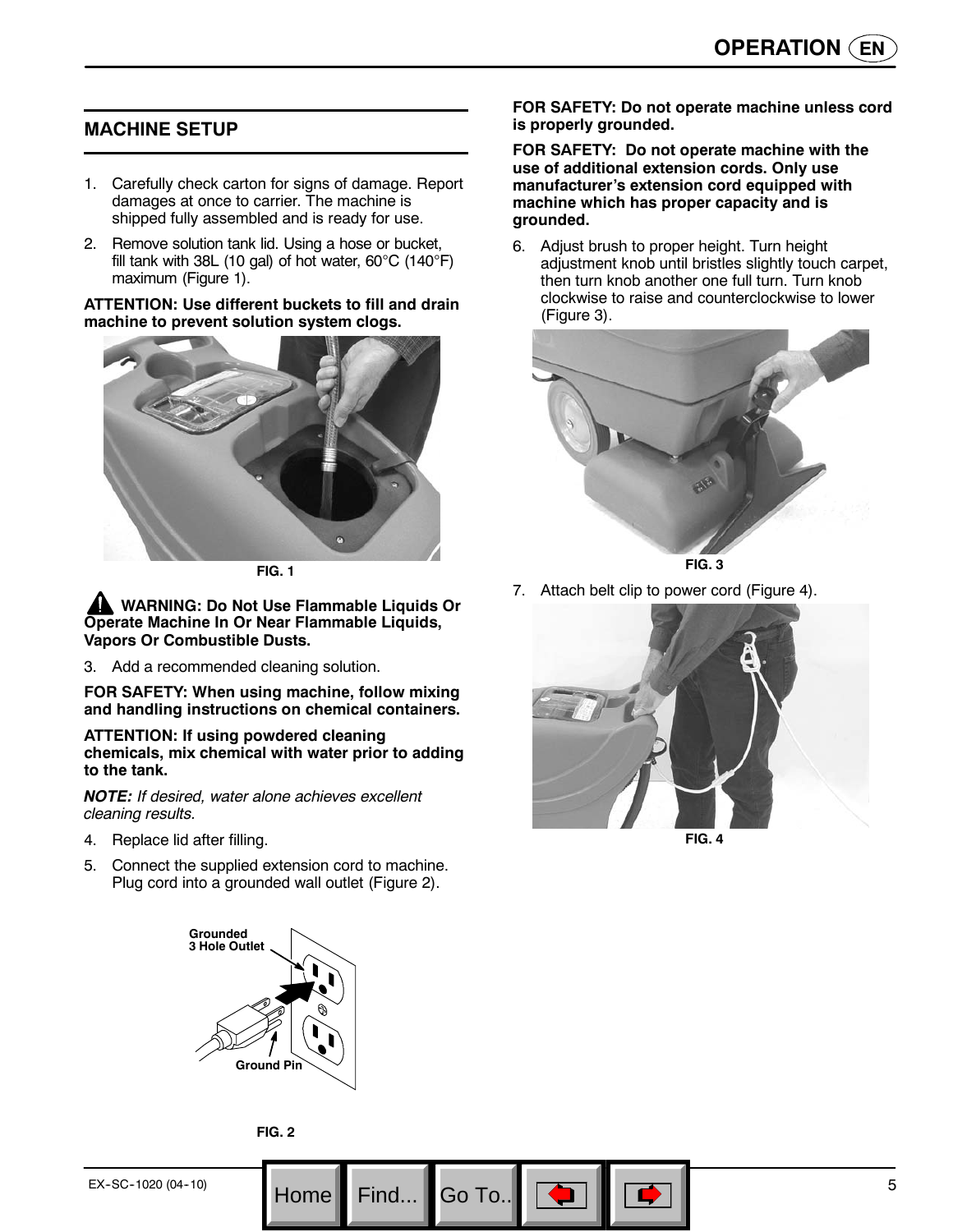## MACHINE SETUP

1. Carefully check carton for signs of damage. Report damages at once to carrier. The machine is shipped fully assembled and is ready for use.
2. Remove solution tank lid. Using a hose or bucket, fill tank with 38L (10 gal) of hot water, 60°C (140°F) maximum (Figure 1).

**ATTENTION: Use different buckets to fill and drain machine to prevent solution system clogs.**

FIG. 1

**WARNING: Do Not Use Flammable Liquids Or Operate Machine In Or Near Flammable Liquids, Vapors Or Combustible Dusts.**

3. Add a recommended cleaning solution.

**FOR SAFETY: When using machine, follow mixing and handling instructions on chemical containers.**

**ATTENTION: If using powdered cleaning chemicals, mix chemical with water prior to adding to the tank.**

***NOTE:*** *If desired, water alone achieves excellent cleaning results.*

4. Replace lid after filling.
5. Connect the supplied extension cord to machine. Plug cord into a grounded wall outlet (Figure 2).

Grounded 3 Hole Outlet

Ground Pin

FIG. 2

**FOR SAFETY: Do not operate machine unless cord is properly grounded.**

**FOR SAFETY: Do not operate machine with the use of additional extension cords. Only use manufacturer's extension cord equipped with machine which has proper capacity and is grounded.**

6. Adjust brush to proper height. Turn height adjustment knob until bristles slightly touch carpet, then turn knob another one full turn. Turn knob clockwise to raise and counterclockwise to lower (Figure 3).

FIG. 3

7. Attach belt clip to power cord (Figure 4).

FIG. 4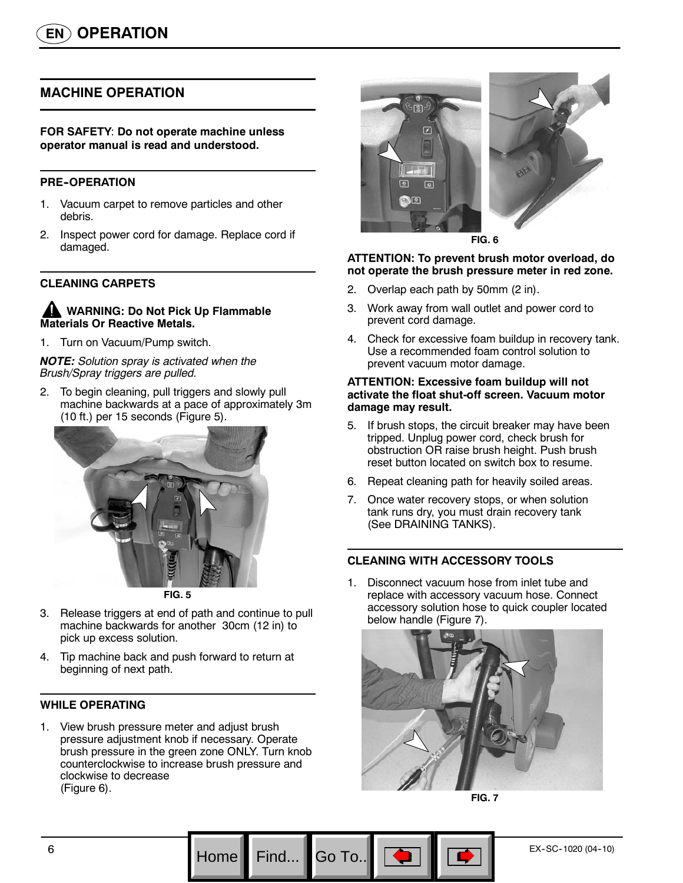# OPERATION

## MACHINE OPERATION

**FOR SAFETY**: **Do not operate machine unless operator manual is read and understood.**

### PRE-OPERATION

1. Vacuum carpet to remove particles and other debris.
2. Inspect power cord for damage. Replace cord if damaged.

### CLEANING CARPETS

**WARNING: Do Not Pick Up Flammable Materials Or Reactive Metals.**

1. Turn on Vacuum/Pump switch.

***NOTE:*** *Solution spray is activated when the Brush/Spray triggers are pulled.*

2. To begin cleaning, pull triggers and slowly pull machine backwards at a pace of approximately 3m (10 ft.) per 15 seconds (Figure 5).

FIG. 5

3. Release triggers at end of path and continue to pull machine backwards for another 30cm (12 in) to pick up excess solution.
4. Tip machine back and push forward to return at beginning of next path.

### WHILE OPERATING

1. View brush pressure meter and adjust brush pressure adjustment knob if necessary. Operate brush pressure in the green zone ONLY. Turn knob counterclockwise to increase brush pressure and clockwise to decrease (Figure 6).

FIG. 6

**ATTENTION: To prevent brush motor overload, do not operate the brush pressure meter in red zone.**

2. Overlap each path by 50mm (2 in).
3. Work away from wall outlet and power cord to prevent cord damage.
4. Check for excessive foam buildup in recovery tank. Use a recommended foam control solution to prevent vacuum motor damage.

**ATTENTION: Excessive foam buildup will not activate the float shut-off screen. Vacuum motor damage may result.**

5. If brush stops, the circuit breaker may have been tripped. Unplug power cord, check brush for obstruction OR raise brush height. Push brush reset button located on switch box to resume.
6. Repeat cleaning path for heavily soiled areas.
7. Once water recovery stops, or when solution tank runs dry, you must drain recovery tank (See DRAINING TANKS).

### CLEANING WITH ACCESSORY TOOLS

1. Disconnect vacuum hose from inlet tube and replace with accessory vacuum hose. Connect accessory solution hose to quick coupler located below handle (Figure 7).

FIG. 7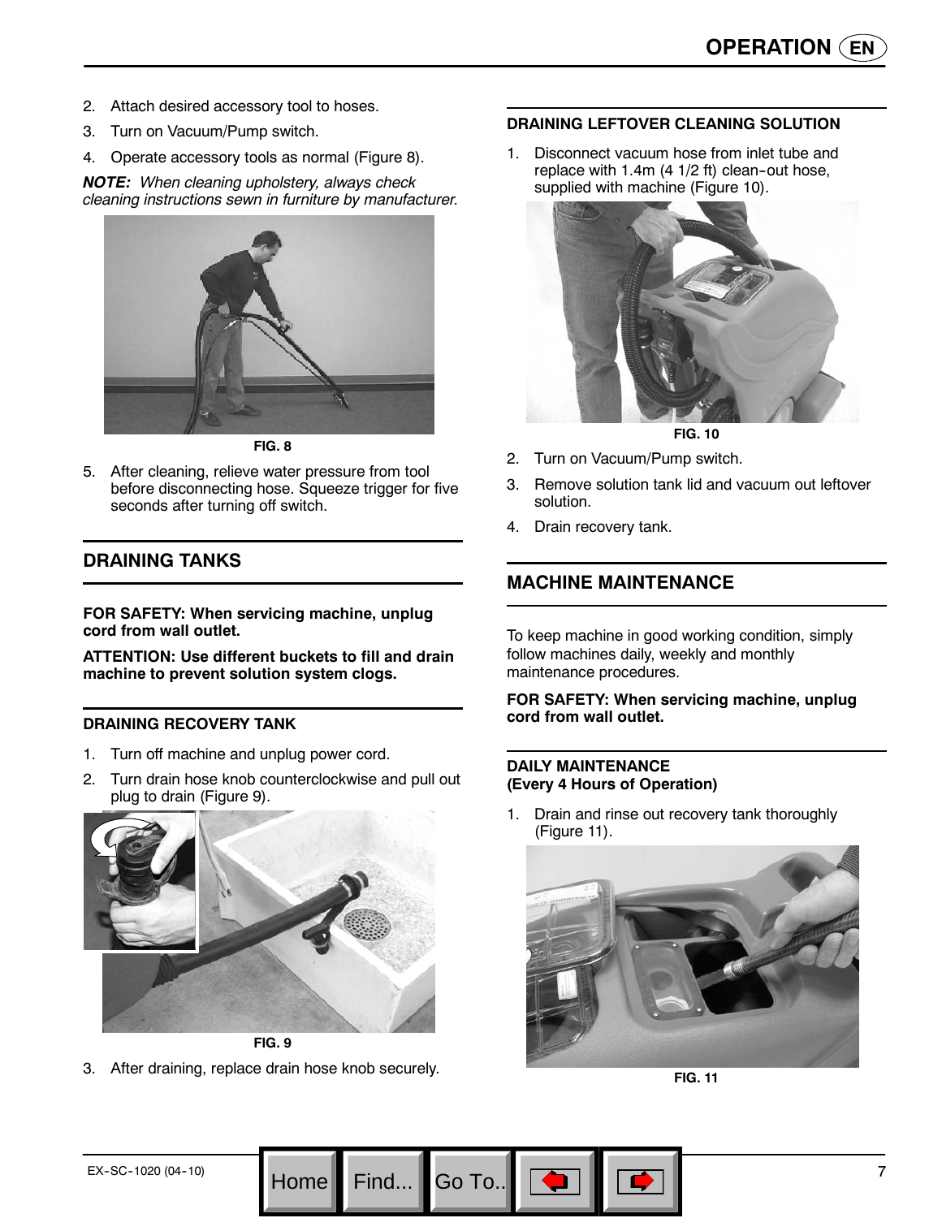2. Attach desired accessory tool to hoses.
3. Turn on Vacuum/Pump switch.
4. Operate accessory tools as normal (Figure 8).

***NOTE:*** *When cleaning upholstery, always check cleaning instructions sewn in furniture by manufacturer.*

**FIG. 8**

5. After cleaning, relieve water pressure from tool before disconnecting hose. Squeeze trigger for five seconds after turning off switch.

## DRAINING TANKS

**FOR SAFETY: When servicing machine, unplug cord from wall outlet.**

**ATTENTION: Use different buckets to fill and drain machine to prevent solution system clogs.**

### DRAINING RECOVERY TANK

1. Turn off machine and unplug power cord.
2. Turn drain hose knob counterclockwise and pull out plug to drain (Figure 9).

**FIG. 9**

3. After draining, replace drain hose knob securely.

### DRAINING LEFTOVER CLEANING SOLUTION

1. Disconnect vacuum hose from inlet tube and replace with 1.4m (4 1/2 ft) clean-out hose, supplied with machine (Figure 10).

**FIG. 10**

2. Turn on Vacuum/Pump switch.
3. Remove solution tank lid and vacuum out leftover solution.
4. Drain recovery tank.

## MACHINE MAINTENANCE

To keep machine in good working condition, simply follow machines daily, weekly and monthly maintenance procedures.

**FOR SAFETY: When servicing machine, unplug cord from wall outlet.**

### DAILY MAINTENANCE (Every 4 Hours of Operation)

1. Drain and rinse out recovery tank thoroughly (Figure 11).

**FIG. 11**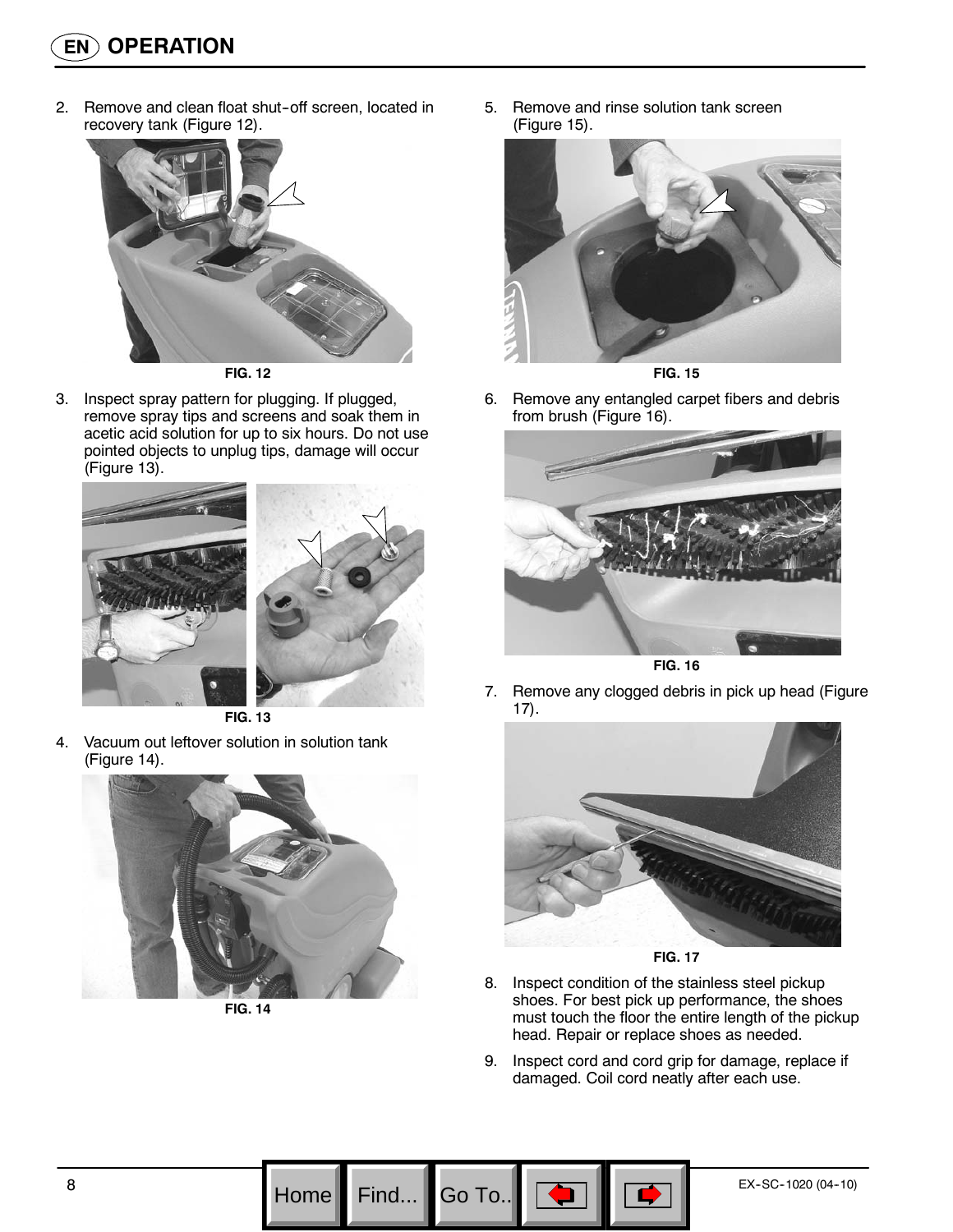# OPERATION

2. Remove and clean float shut-off screen, located in recovery tank (Figure 12).

FIG. 12

3. Inspect spray pattern for plugging. If plugged, remove spray tips and screens and soak them in acetic acid solution for up to six hours. Do not use pointed objects to unplug tips, damage will occur (Figure 13).

FIG. 13

4. Vacuum out leftover solution in solution tank (Figure 14).

FIG. 14

5. Remove and rinse solution tank screen (Figure 15).

FIG. 15

6. Remove any entangled carpet fibers and debris from brush (Figure 16).

FIG. 16

7. Remove any clogged debris in pick up head (Figure 17).

FIG. 17

8. Inspect condition of the stainless steel pickup shoes. For best pick up performance, the shoes must touch the floor the entire length of the pickup head. Repair or replace shoes as needed.

9. Inspect cord and cord grip for damage, replace if damaged. Coil cord neatly after each use.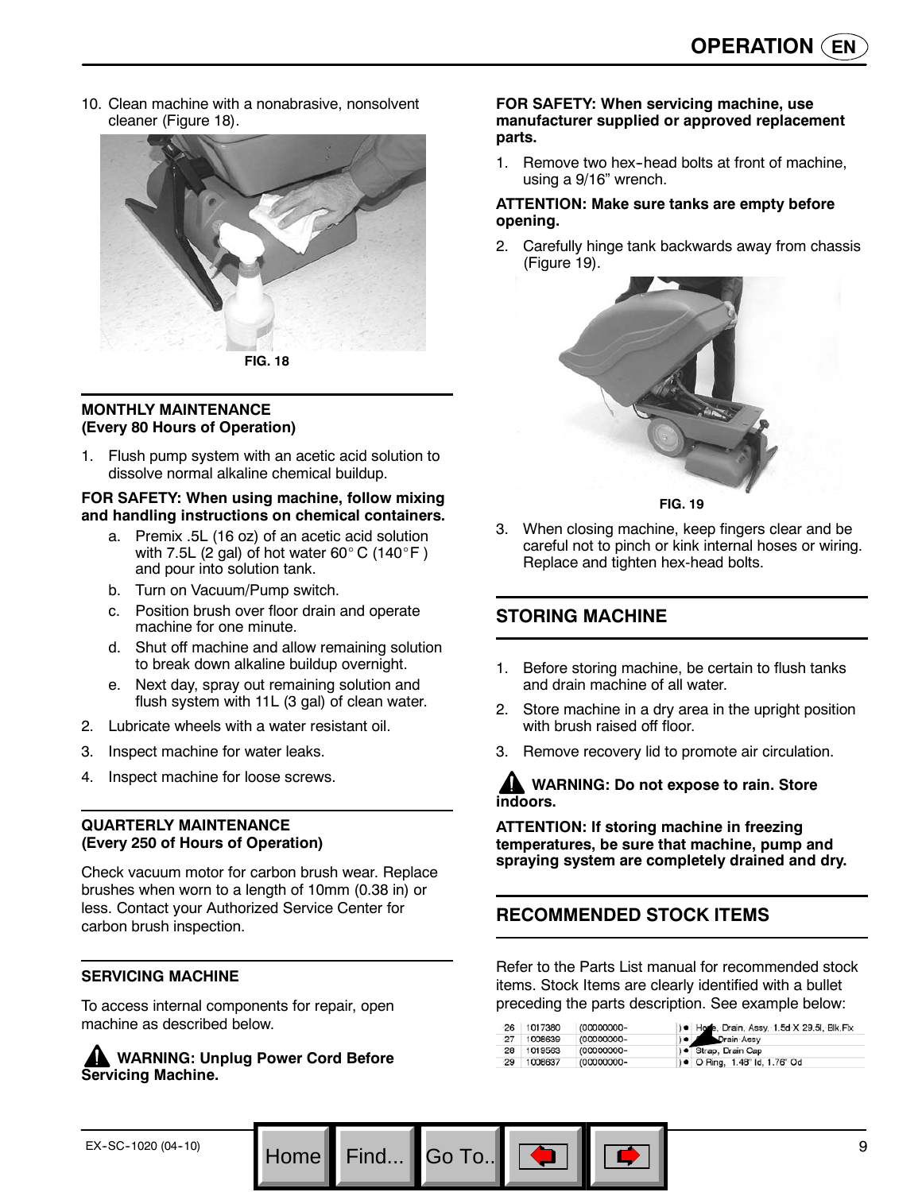10. Clean machine with a nonabrasive, nonsolvent cleaner (Figure 18).

FIG. 18

### MONTHLY MAINTENANCE (Every 80 Hours of Operation)

1. Flush pump system with an acetic acid solution to dissolve normal alkaline chemical buildup.

**FOR SAFETY: When using machine, follow mixing and handling instructions on chemical containers.**

   a. Premix .5L (16 oz) of an acetic acid solution with 7.5L (2 gal) of hot water 60° C (140° F ) and pour into solution tank.
   b. Turn on Vacuum/Pump switch.
   c. Position brush over floor drain and operate machine for one minute.
   d. Shut off machine and allow remaining solution to break down alkaline buildup overnight.
   e. Next day, spray out remaining solution and flush system with 11L (3 gal) of clean water.

2. Lubricate wheels with a water resistant oil.
3. Inspect machine for water leaks.
4. Inspect machine for loose screws.

### QUARTERLY MAINTENANCE (Every 250 of Hours of Operation)

Check vacuum motor for carbon brush wear. Replace brushes when worn to a length of 10mm (0.38 in) or less. Contact your Authorized Service Center for carbon brush inspection.

### SERVICING MACHINE

To access internal components for repair, open machine as described below.

**WARNING: Unplug Power Cord Before Servicing Machine.**

**FOR SAFETY: When servicing machine, use manufacturer supplied or approved replacement parts.**

1. Remove two hex-head bolts at front of machine, using a 9/16” wrench.

**ATTENTION: Make sure tanks are empty before opening.**

2. Carefully hinge tank backwards away from chassis (Figure 19).

FIG. 19

3. When closing machine, keep fingers clear and be careful not to pinch or kink internal hoses or wiring. Replace and tighten hex-head bolts.

## STORING MACHINE

1. Before storing machine, be certain to flush tanks and drain machine of all water.
2. Store machine in a dry area in the upright position with brush raised off floor.
3. Remove recovery lid to promote air circulation.

**WARNING: Do not expose to rain. Store indoors.**

**ATTENTION: If storing machine in freezing temperatures, be sure that machine, pump and spraying system are completely drained and dry.**

## RECOMMENDED STOCK ITEMS

Refer to the Parts List manual for recommended stock items. Stock Items are clearly identified with a bullet preceding the parts description. See example below:

| | | | |
|---|---|---|---|
| 26 | 1017380 | (00000000- | ) ● Hose, Drain, Assy, 1.5d X 29.5l, Blk,Flx |
| 27 | 1008639 | (00000000- | ) ● Drain Assy |
| 28 | 1019563 | (00000000- | ) ● Strap, Drain Cap |
| 29 | 1008637 | (00000000- | ) ● O Ring, 1.48" Id, 1.76" Od |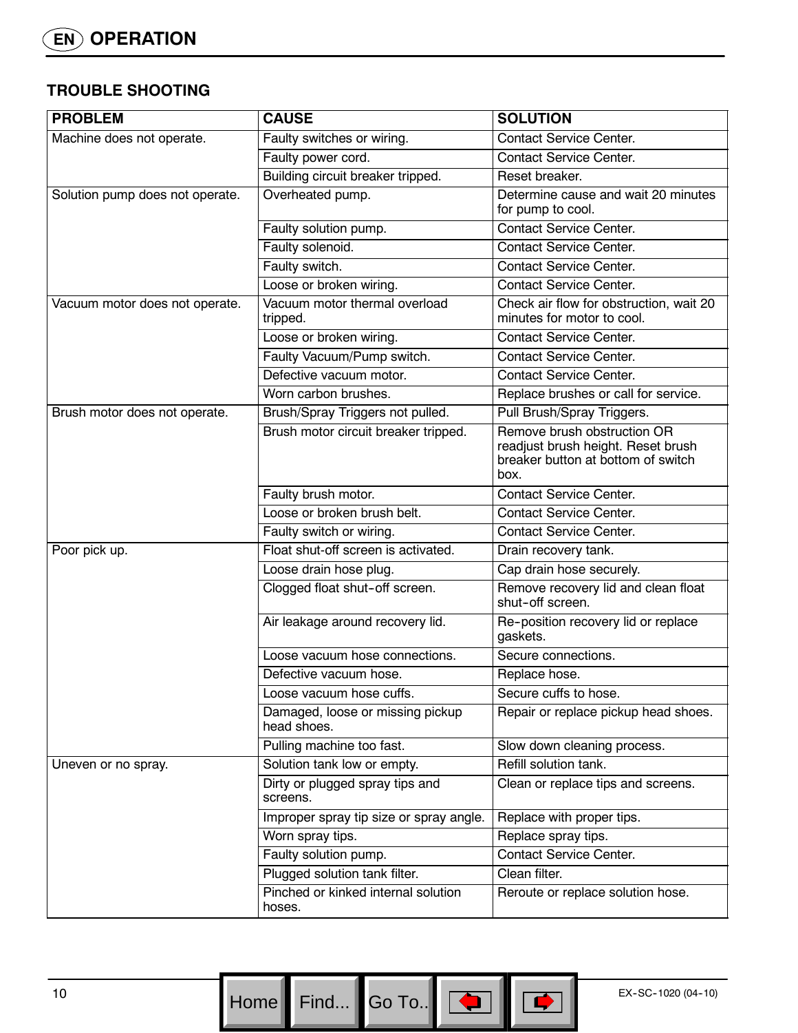## TROUBLE SHOOTING

| PROBLEM | CAUSE | SOLUTION |
|---|---|---|
| Machine does not operate. | Faulty switches or wiring. | Contact Service Center. |
| | Faulty power cord. | Contact Service Center. |
| | Building circuit breaker tripped. | Reset breaker. |
| Solution pump does not operate. | Overheated pump. | Determine cause and wait 20 minutes for pump to cool. |
| | Faulty solution pump. | Contact Service Center. |
| | Faulty solenoid. | Contact Service Center. |
| | Faulty switch. | Contact Service Center. |
| | Loose or broken wiring. | Contact Service Center. |
| Vacuum motor does not operate. | Vacuum motor thermal overload tripped. | Check air flow for obstruction, wait 20 minutes for motor to cool. |
| | Loose or broken wiring. | Contact Service Center. |
| | Faulty Vacuum/Pump switch. | Contact Service Center. |
| | Defective vacuum motor. | Contact Service Center. |
| | Worn carbon brushes. | Replace brushes or call for service. |
| Brush motor does not operate. | Brush/Spray Triggers not pulled. | Pull Brush/Spray Triggers. |
| | Brush motor circuit breaker tripped. | Remove brush obstruction OR readjust brush height. Reset brush breaker button at bottom of switch box. |
| | Faulty brush motor. | Contact Service Center. |
| | Loose or broken brush belt. | Contact Service Center. |
| | Faulty switch or wiring. | Contact Service Center. |
| Poor pick up. | Float shut-off screen is activated. | Drain recovery tank. |
| | Loose drain hose plug. | Cap drain hose securely. |
| | Clogged float shut-off screen. | Remove recovery lid and clean float shut-off screen. |
| | Air leakage around recovery lid. | Re-position recovery lid or replace gaskets. |
| | Loose vacuum hose connections. | Secure connections. |
| | Defective vacuum hose. | Replace hose. |
| | Loose vacuum hose cuffs. | Secure cuffs to hose. |
| | Damaged, loose or missing pickup head shoes. | Repair or replace pickup head shoes. |
| | Pulling machine too fast. | Slow down cleaning process. |
| Uneven or no spray. | Solution tank low or empty. | Refill solution tank. |
| | Dirty or plugged spray tips and screens. | Clean or replace tips and screens. |
| | Improper spray tip size or spray angle. | Replace with proper tips. |
| | Worn spray tips. | Replace spray tips. |
| | Faulty solution pump. | Contact Service Center. |
| | Plugged solution tank filter. | Clean filter. |
| | Pinched or kinked internal solution hoses. | Reroute or replace solution hose. |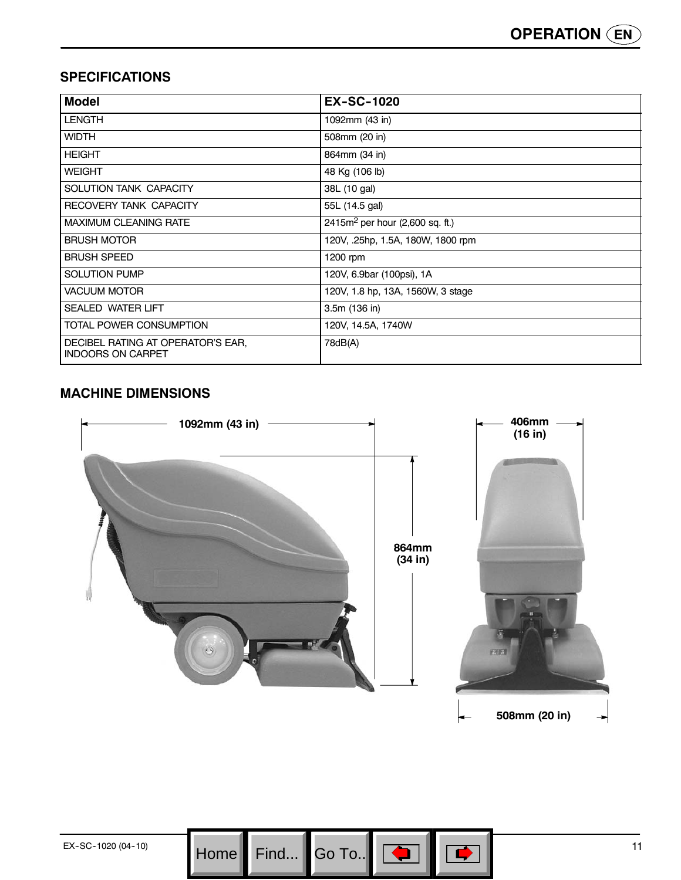## SPECIFICATIONS

| Model | EX-SC-1020 |
|---|---|
| LENGTH | 1092mm (43 in) |
| WIDTH | 508mm (20 in) |
| HEIGHT | 864mm (34 in) |
| WEIGHT | 48 Kg (106 lb) |
| SOLUTION TANK CAPACITY | 38L (10 gal) |
| RECOVERY TANK CAPACITY | 55L (14.5 gal) |
| MAXIMUM CLEANING RATE | 2415m$^2$ per hour (2,600 sq. ft.) |
| BRUSH MOTOR | 120V, .25hp, 1.5A, 180W, 1800 rpm |
| BRUSH SPEED | 1200 rpm |
| SOLUTION PUMP | 120V, 6.9bar (100psi), 1A |
| VACUUM MOTOR | 120V, 1.8 hp, 13A, 1560W, 3 stage |
| SEALED WATER LIFT | 3.5m (136 in) |
| TOTAL POWER CONSUMPTION | 120V, 14.5A, 1740W |
| DECIBEL RATING AT OPERATOR'S EAR, INDOORS ON CARPET | 78dB(A) |

## MACHINE DIMENSIONS

1092mm (43 in)

864mm (34 in)

406mm (16 in)

508mm (20 in)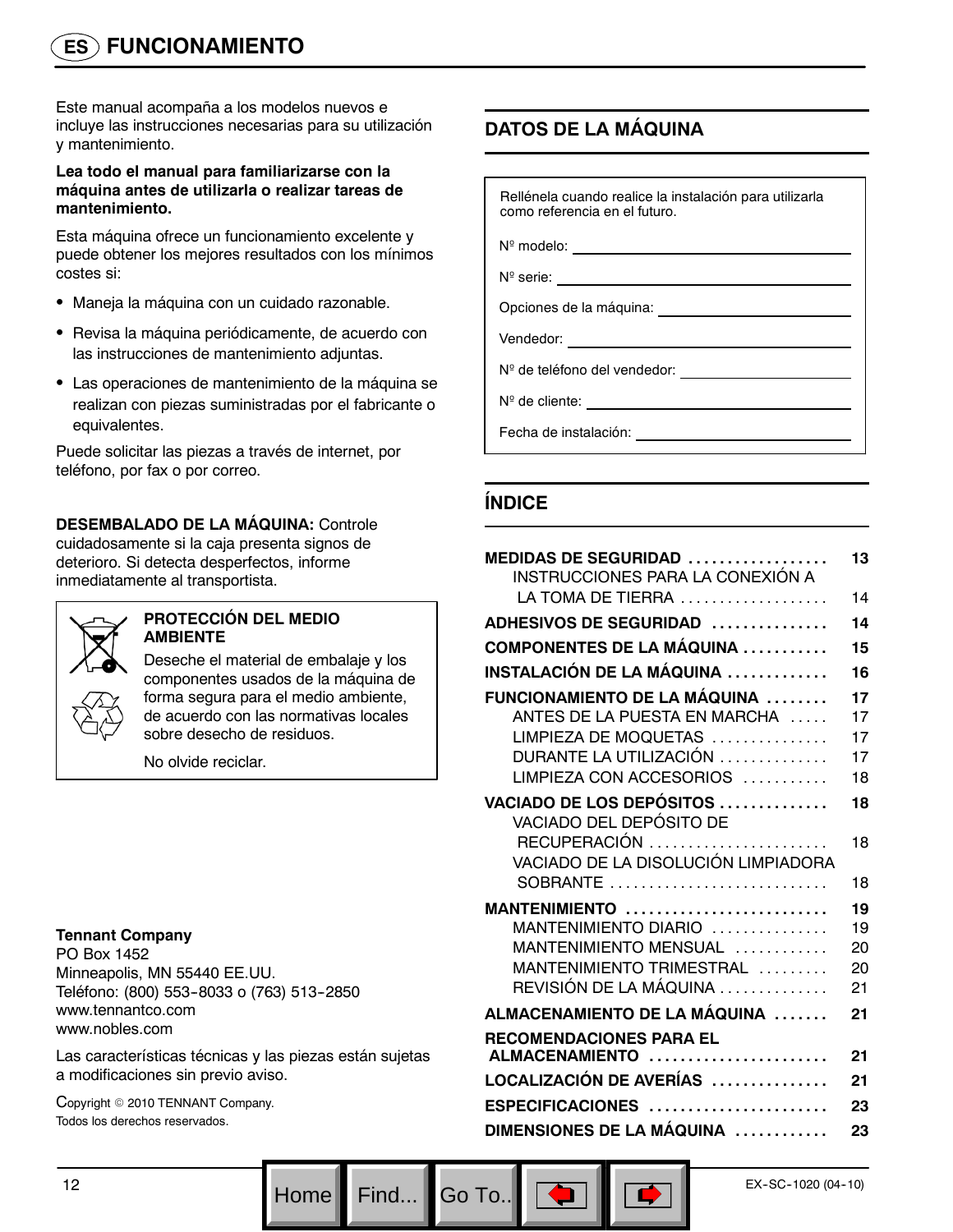# ES FUNCIONAMIENTO

Este manual acompaña a los modelos nuevos e incluye las instrucciones necesarias para su utilización y mantenimiento.

**Lea todo el manual para familiarizarse con la máquina antes de utilizarla o realizar tareas de mantenimiento.**

Esta máquina ofrece un funcionamiento excelente y puede obtener los mejores resultados con los mínimos costes si:

- Maneja la máquina con un cuidado razonable.
- Revisa la máquina periódicamente, de acuerdo con las instrucciones de mantenimiento adjuntas.
- Las operaciones de mantenimiento de la máquina se realizan con piezas suministradas por el fabricante o equivalentes.

Puede solicitar las piezas a través de internet, por teléfono, por fax o por correo.

**DESEMBALADO DE LA MÁQUINA:** Controle cuidadosamente si la caja presenta signos de deterioro. Si detecta desperfectos, informe inmediatamente al transportista.

**PROTECCIÓN DEL MEDIO AMBIENTE**

Deseche el material de embalaje y los componentes usados de la máquina de forma segura para el medio ambiente, de acuerdo con las normativas locales sobre desecho de residuos.

No olvide reciclar.

**Tennant Company**
PO Box 1452
Minneapolis, MN 55440 EE.UU.
Teléfono: (800) 553-8033 o (763) 513-2850
www.tennantco.com
www.nobles.com

Las características técnicas y las piezas están sujetas a modificaciones sin previo aviso.

Copyright © 2010 TENNANT Company.
Todos los derechos reservados.

## DATOS DE LA MÁQUINA

Rellénela cuando realice la instalación para utilizarla como referencia en el futuro.

Nº modelo: ____________________

Nº serie: ____________________

Opciones de la máquina: ____________________

Vendedor: ____________________

Nº de teléfono del vendedor: ____________________

Nº de cliente: ____________________

Fecha de instalación: ____________________

## ÍNDICE

| | |
|---|---|
| **MEDIDAS DE SEGURIDAD** | **13** |
| INSTRUCCIONES PARA LA CONEXIÓN A LA TOMA DE TIERRA | 14 |
| **ADHESIVOS DE SEGURIDAD** | **14** |
| **COMPONENTES DE LA MÁQUINA** | **15** |
| **INSTALACIÓN DE LA MÁQUINA** | **16** |
| **FUNCIONAMIENTO DE LA MÁQUINA** | **17** |
| ANTES DE LA PUESTA EN MARCHA | 17 |
| LIMPIEZA DE MOQUETAS | 17 |
| DURANTE LA UTILIZACIÓN | 17 |
| LIMPIEZA CON ACCESORIOS | 18 |
| **VACIADO DE LOS DEPÓSITOS** | **18** |
| VACIADO DEL DEPÓSITO DE RECUPERACIÓN | 18 |
| VACIADO DE LA DISOLUCIÓN LIMPIADORA SOBRANTE | 18 |
| **MANTENIMIENTO** | **19** |
| MANTENIMIENTO DIARIO | 19 |
| MANTENIMIENTO MENSUAL | 20 |
| MANTENIMIENTO TRIMESTRAL | 20 |
| REVISIÓN DE LA MÁQUINA | 21 |
| **ALMACENAMIENTO DE LA MÁQUINA** | **21** |
| **RECOMENDACIONES PARA EL ALMACENAMIENTO** | **21** |
| **LOCALIZACIÓN DE AVERÍAS** | **21** |
| **ESPECIFICACIONES** | **23** |
| **DIMENSIONES DE LA MÁQUINA** | **23** |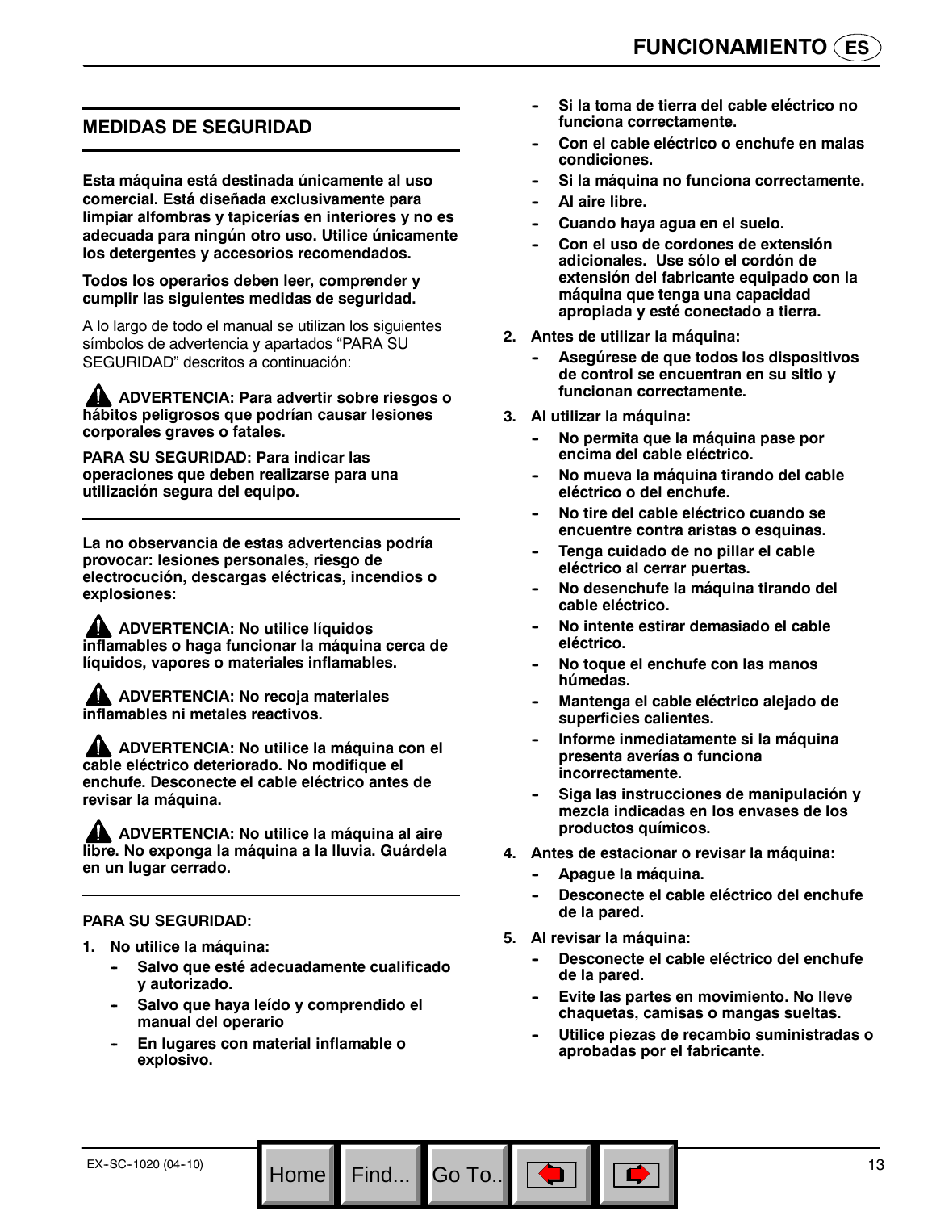## MEDIDAS DE SEGURIDAD

**Esta máquina está destinada únicamente al uso comercial. Está diseñada exclusivamente para limpiar alfombras y tapicerías en interiores y no es adecuada para ningún otro uso. Utilice únicamente los detergentes y accesorios recomendados.**

**Todos los operarios deben leer, comprender y cumplir las siguientes medidas de seguridad.**

A lo largo de todo el manual se utilizan los siguientes símbolos de advertencia y apartados "PARA SU SEGURIDAD" descritos a continuación:

**⚠ ADVERTENCIA: Para advertir sobre riesgos o hábitos peligrosos que podrían causar lesiones corporales graves o fatales.**

**PARA SU SEGURIDAD: Para indicar las operaciones que deben realizarse para una utilización segura del equipo.**

---

**La no observancia de estas advertencias podría provocar: lesiones personales, riesgo de electrocución, descargas eléctricas, incendios o explosiones:**

**⚠ ADVERTENCIA: No utilice líquidos inflamables o haga funcionar la máquina cerca de líquidos, vapores o materiales inflamables.**

**⚠ ADVERTENCIA: No recoja materiales inflamables ni metales reactivos.**

**⚠ ADVERTENCIA: No utilice la máquina con el cable eléctrico deteriorado. No modifique el enchufe. Desconecte el cable eléctrico antes de revisar la máquina.**

**⚠ ADVERTENCIA: No utilice la máquina al aire libre. No exponga la máquina a la lluvia. Guárdela en un lugar cerrado.**

---

**PARA SU SEGURIDAD:**

1. **No utilice la máquina:**
   - **Salvo que esté adecuadamente cualificado y autorizado.**
   - **Salvo que haya leído y comprendido el manual del operario**
   - **En lugares con material inflamable o explosivo.**
   - **Si la toma de tierra del cable eléctrico no funciona correctamente.**
   - **Con el cable eléctrico o enchufe en malas condiciones.**
   - **Si la máquina no funciona correctamente.**
   - **Al aire libre.**
   - **Cuando haya agua en el suelo.**
   - **Con el uso de cordones de extensión adicionales. Use sólo el cordón de extensión del fabricante equipado con la máquina que tenga una capacidad apropiada y esté conectado a tierra.**
2. **Antes de utilizar la máquina:**
   - **Asegúrese de que todos los dispositivos de control se encuentran en su sitio y funcionan correctamente.**
3. **Al utilizar la máquina:**
   - **No permita que la máquina pase por encima del cable eléctrico.**
   - **No mueva la máquina tirando del cable eléctrico o del enchufe.**
   - **No tire del cable eléctrico cuando se encuentre contra aristas o esquinas.**
   - **Tenga cuidado de no pillar el cable eléctrico al cerrar puertas.**
   - **No desenchufe la máquina tirando del cable eléctrico.**
   - **No intente estirar demasiado el cable eléctrico.**
   - **No toque el enchufe con las manos húmedas.**
   - **Mantenga el cable eléctrico alejado de superficies calientes.**
   - **Informe inmediatamente si la máquina presenta averías o funciona incorrectamente.**
   - **Siga las instrucciones de manipulación y mezcla indicadas en los envases de los productos químicos.**
4. **Antes de estacionar o revisar la máquina:**
   - **Apague la máquina.**
   - **Desconecte el cable eléctrico del enchufe de la pared.**
5. **Al revisar la máquina:**
   - **Desconecte el cable eléctrico del enchufe de la pared.**
   - **Evite las partes en movimiento. No lleve chaquetas, camisas o mangas sueltas.**
   - **Utilice piezas de recambio suministradas o aprobadas por el fabricante.**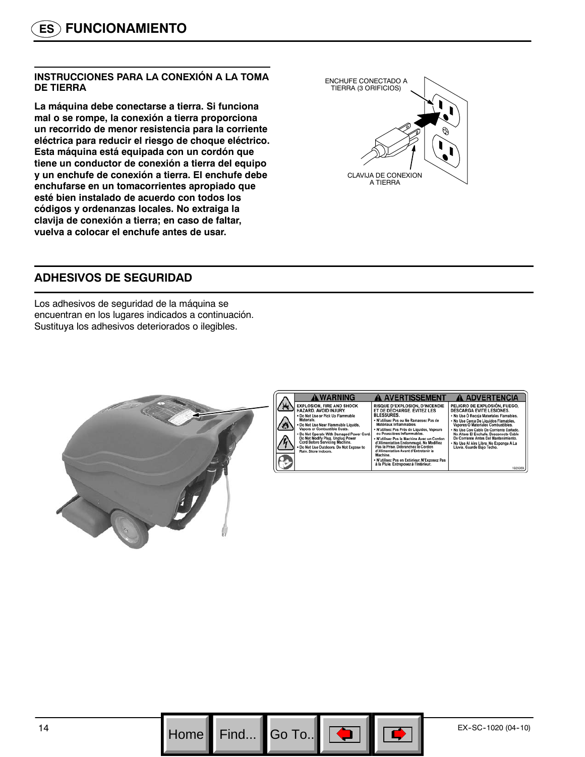# FUNCIONAMIENTO

## INSTRUCCIONES PARA LA CONEXIÓN A LA TOMA DE TIERRA

**La máquina debe conectarse a tierra. Si funciona mal o se rompe, la conexión a tierra proporciona un recorrido de menor resistencia para la corriente eléctrica para reducir el riesgo de choque eléctrico. Esta máquina está equipada con un cordón que tiene un conductor de conexión a tierra del equipo y un enchufe de conexión a tierra. El enchufe debe enchufarse en un tomacorrientes apropiado que esté bien instalado de acuerdo con todos los códigos y ordenanzas locales. No extraiga la clavija de conexión a tierra; en caso de faltar, vuelva a colocar el enchufe antes de usar.**

ENCHUFE CONECTADO A TIERRA (3 ORIFICIOS)

CLAVIJA DE CONEXION A TIERRA

## ADHESIVOS DE SEGURIDAD

Los adhesivos de seguridad de la máquina se encuentran en los lugares indicados a continuación. Sustituya los adhesivos deteriorados o ilegibles.

| ⚠ WARNING | ⚠ AVERTISSEMENT | ⚠ ADVERTENCIA |
|---|---|---|
| EXPLOSION, FIRE AND SHOCK HAZARD. AVOID INJURY.<br>• Do Not Use or Pick Up Flammable Materials.<br>• Do Not Use Near Flammable Liquids, Vapors or Combustible Dusts.<br>• Do Not Operate With Damaged Power Cord. Do Not Modify Plug. Unplug Power Cord Before Servicing Machine.<br>• Do Not Use Outdoors. Do Not Expose to Rain. Store Indoors. | RISQUE D'EXPLOSION, D'INCENDIE ET DE DÉCHARGE. ÉVITEZ LES BLESSURES.<br>• N'utilisez Pas ou Ne Ramassez Pas de Matériaux Inflammables.<br>• N'utilisez Pas Près de Liquides, Vapeurs ou Poussières Inflammables.<br>• N'utilisez Pas la Machine Avec un Cordon d'Alimentation Endommagé. Ne Modifiez Pas la Prise. Débranchez le Cordon d'Alimentation Avant d'Entretenir la Machine.<br>• N'utilisez Pas en Extérieur. N'Exposez Pas à la Pluie. Entreposez à l'Intérieur. | PELIGRO DE EXPLOSIÓN, FUEGO, DESCARGA EVITE LESIONES.<br>• No Use O Recoja Materiales Flamables.<br>• No Use Cerca De Líquidos Flamables, Vapores O Materiales Combustibles.<br>• No Use Con Cable De Corriente Dañado. No Altere El Enchufe. Desconecte Cable De Corriente Antes Del Mantenimiento.<br>• No Use Al Aire Libre. No Exponga A La Lluvia. Guarde Bajo Techo. |

1025303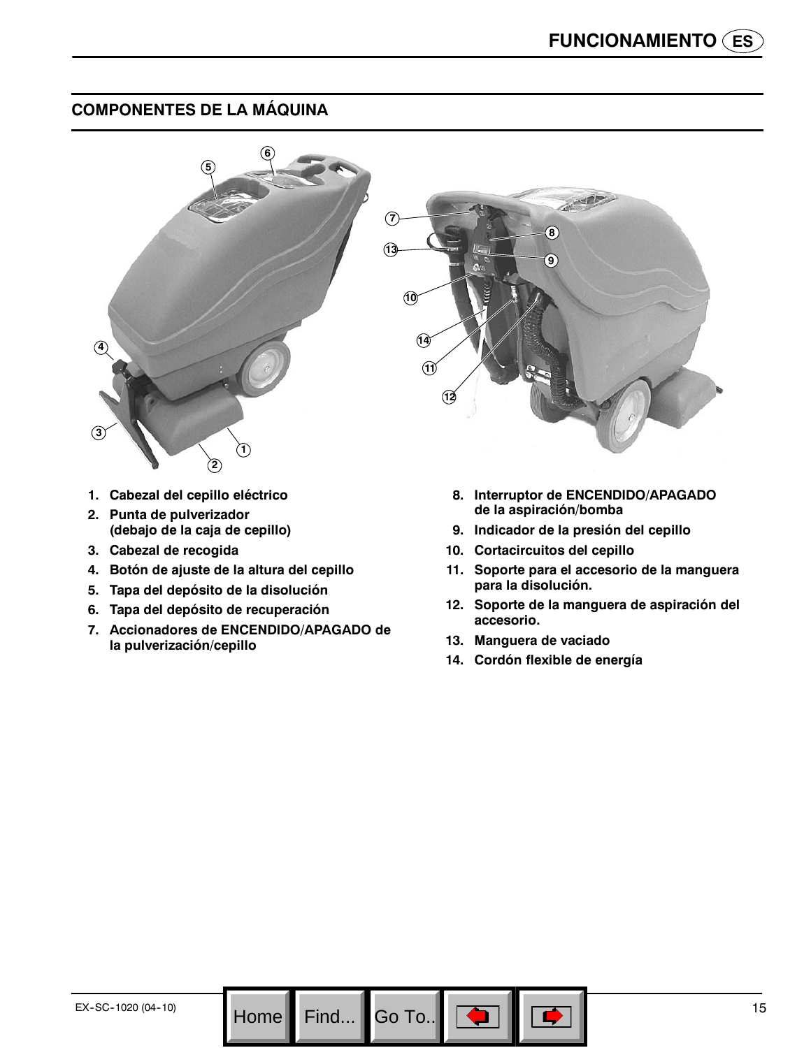## COMPONENTES DE LA MÁQUINA

1. Cabezal del cepillo eléctrico
2. Punta de pulverizador (debajo de la caja de cepillo)
3. Cabezal de recogida
4. Botón de ajuste de la altura del cepillo
5. Tapa del depósito de la disolución
6. Tapa del depósito de recuperación
7. Accionadores de ENCENDIDO/APAGADO de la pulverización/cepillo
8. Interruptor de ENCENDIDO/APAGADO de la aspiración/bomba
9. Indicador de la presión del cepillo
10. Cortacircuitos del cepillo
11. Soporte para el accesorio de la manguera para la disolución.
12. Soporte de la manguera de aspiración del accesorio.
13. Manguera de vaciado
14. Cordón flexible de energía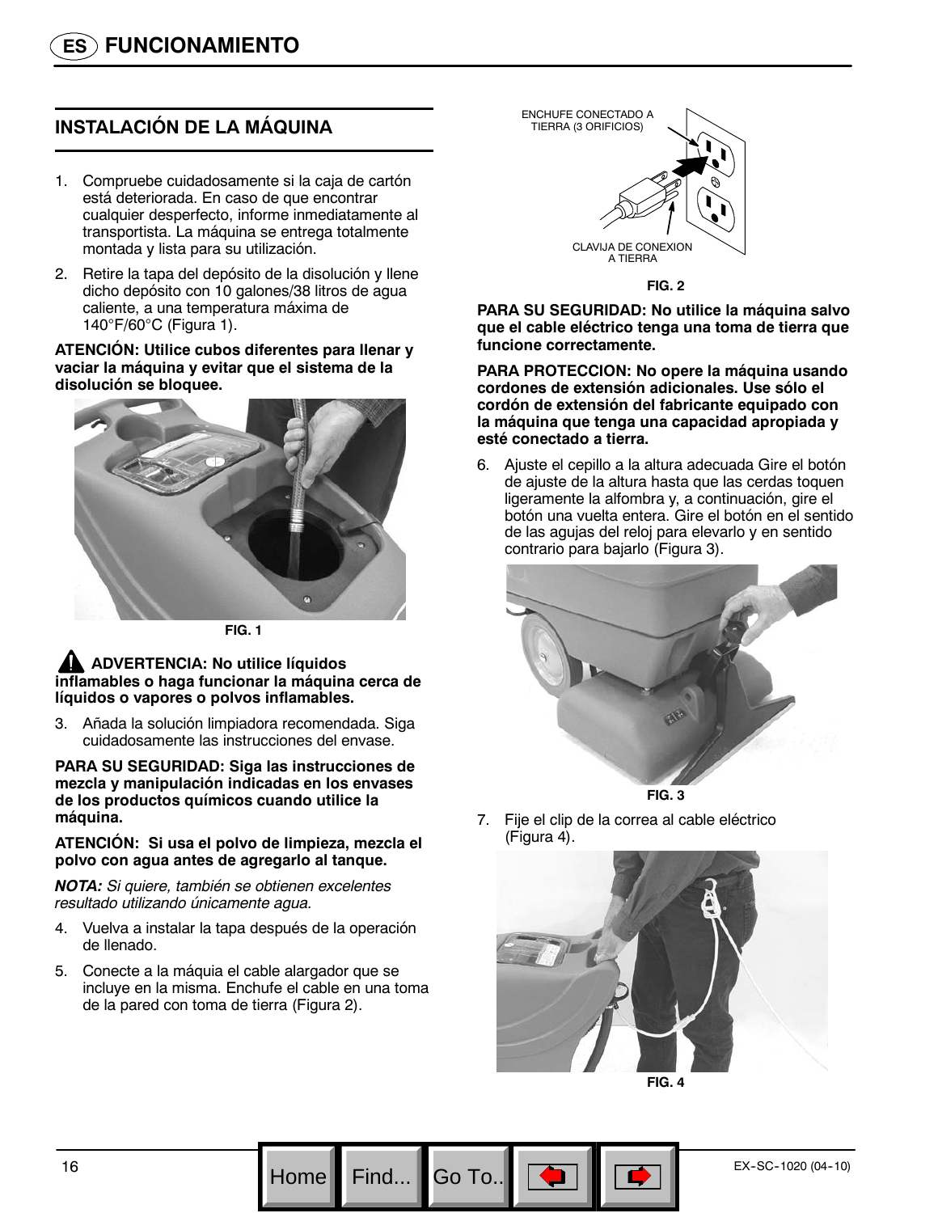# FUNCIONAMIENTO

## INSTALACIÓN DE LA MÁQUINA

1. Compruebe cuidadosamente si la caja de cartón está deteriorada. En caso de que encontrar cualquier desperfecto, informe inmediatamente al transportista. La máquina se entrega totalmente montada y lista para su utilización.
2. Retire la tapa del depósito de la disolución y llene dicho depósito con 10 galones/38 litros de agua caliente, a una temperatura máxima de 140°F/60°C (Figura 1).

**ATENCIÓN: Utilice cubos diferentes para llenar y vaciar la máquina y evitar que el sistema de la disolución se bloquee.**

FIG. 1

**ADVERTENCIA: No utilice líquidos inflamables o haga funcionar la máquina cerca de líquidos o vapores o polvos inflamables.**

3. Añada la solución limpiadora recomendada. Siga cuidadosamente las instrucciones del envase.

**PARA SU SEGURIDAD: Siga las instrucciones de mezcla y manipulación indicadas en los envases de los productos químicos cuando utilice la máquina.**

**ATENCIÓN: Si usa el polvo de limpieza, mezcla el polvo con agua antes de agregarlo al tanque.**

***NOTA:*** *Si quiere, también se obtienen excelentes resultado utilizando únicamente agua.*

4. Vuelva a instalar la tapa después de la operación de llenado.
5. Conecte a la máquia el cable alargador que se incluye en la misma. Enchufe el cable en una toma de la pared con toma de tierra (Figura 2).

ENCHUFE CONECTADO A TIERRA (3 ORIFICIOS)

CLAVIJA DE CONEXION A TIERRA

FIG. 2

**PARA SU SEGURIDAD: No utilice la máquina salvo que el cable eléctrico tenga una toma de tierra que funcione correctamente.**

**PARA PROTECCION: No opere la máquina usando cordones de extensión adicionales. Use sólo el cordón de extensión del fabricante equipado con la máquina que tenga una capacidad apropiada y esté conectado a tierra.**

6. Ajuste el cepillo a la altura adecuada Gire el botón de ajuste de la altura hasta que las cerdas toquen ligeramente la alfombra y, a continuación, gire el botón una vuelta entera. Gire el botón en el sentido de las agujas del reloj para elevarlo y en sentido contrario para bajarlo (Figura 3).

FIG. 3

7. Fije el clip de la correa al cable eléctrico (Figura 4).

FIG. 4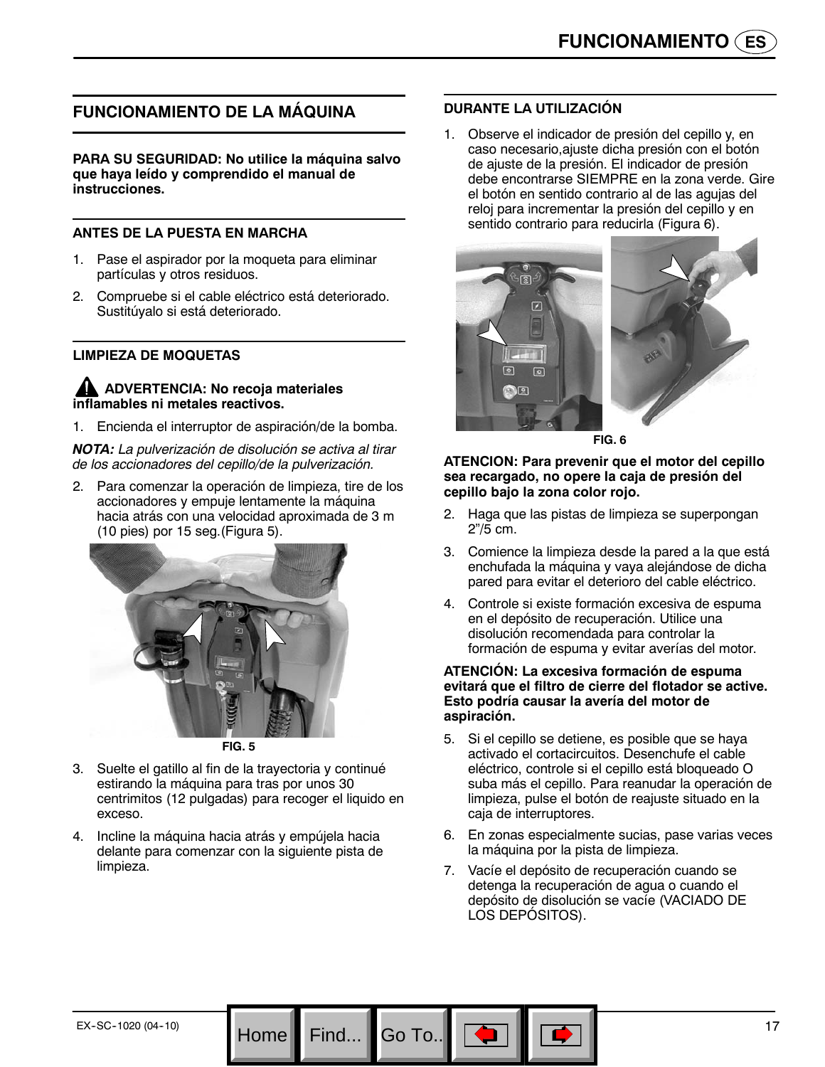## FUNCIONAMIENTO DE LA MÁQUINA

**PARA SU SEGURIDAD: No utilice la máquina salvo que haya leído y comprendido el manual de instrucciones.**

### ANTES DE LA PUESTA EN MARCHA

1. Pase el aspirador por la moqueta para eliminar partículas y otros residuos.
2. Compruebe si el cable eléctrico está deteriorado. Sustitúyalo si está deteriorado.

### LIMPIEZA DE MOQUETAS

**ADVERTENCIA: No recoja materiales inflamables ni metales reactivos.**

1. Encienda el interruptor de aspiración/de la bomba.

***NOTA:*** *La pulverización de disolución se activa al tirar de los accionadores del cepillo/de la pulverización.*

2. Para comenzar la operación de limpieza, tire de los accionadores y empuje lentamente la máquina hacia atrás con una velocidad aproximada de 3 m (10 pies) por 15 seg.(Figura 5).

FIG. 5

3. Suelte el gatillo al fin de la trayectoria y continué estirando la máquina para tras por unos 30 centrimitos (12 pulgadas) para recoger el liquido en exceso.
4. Incline la máquina hacia atrás y empújela hacia delante para comenzar con la siguiente pista de limpieza.

### DURANTE LA UTILIZACIÓN

1. Observe el indicador de presión del cepillo y, en caso necesario,ajuste dicha presión con el botón de ajuste de la presión. El indicador de presión debe encontrarse SIEMPRE en la zona verde. Gire el botón en sentido contrario al de las agujas del reloj para incrementar la presión del cepillo y en sentido contrario para reducirla (Figura 6).

FIG. 6

**ATENCION: Para prevenir que el motor del cepillo sea recargado, no opere la caja de presión del cepillo bajo la zona color rojo.**

2. Haga que las pistas de limpieza se superpongan 2"/5 cm.
3. Comience la limpieza desde la pared a la que está enchufada la máquina y vaya alejándose de dicha pared para evitar el deterioro del cable eléctrico.
4. Controle si existe formación excesiva de espuma en el depósito de recuperación. Utilice una disolución recomendada para controlar la formación de espuma y evitar averías del motor.

**ATENCIÓN: La excesiva formación de espuma evitará que el filtro de cierre del flotador se active. Esto podría causar la avería del motor de aspiración.**

5. Si el cepillo se detiene, es posible que se haya activado el cortacircuitos. Desenchufe el cable eléctrico, controle si el cepillo está bloqueado O suba más el cepillo. Para reanudar la operación de limpieza, pulse el botón de reajuste situado en la caja de interruptores.
6. En zonas especialmente sucias, pase varias veces la máquina por la pista de limpieza.
7. Vacíe el depósito de recuperación cuando se detenga la recuperación de agua o cuando el depósito de disolución se vacíe (VACIADO DE LOS DEPÓSITOS).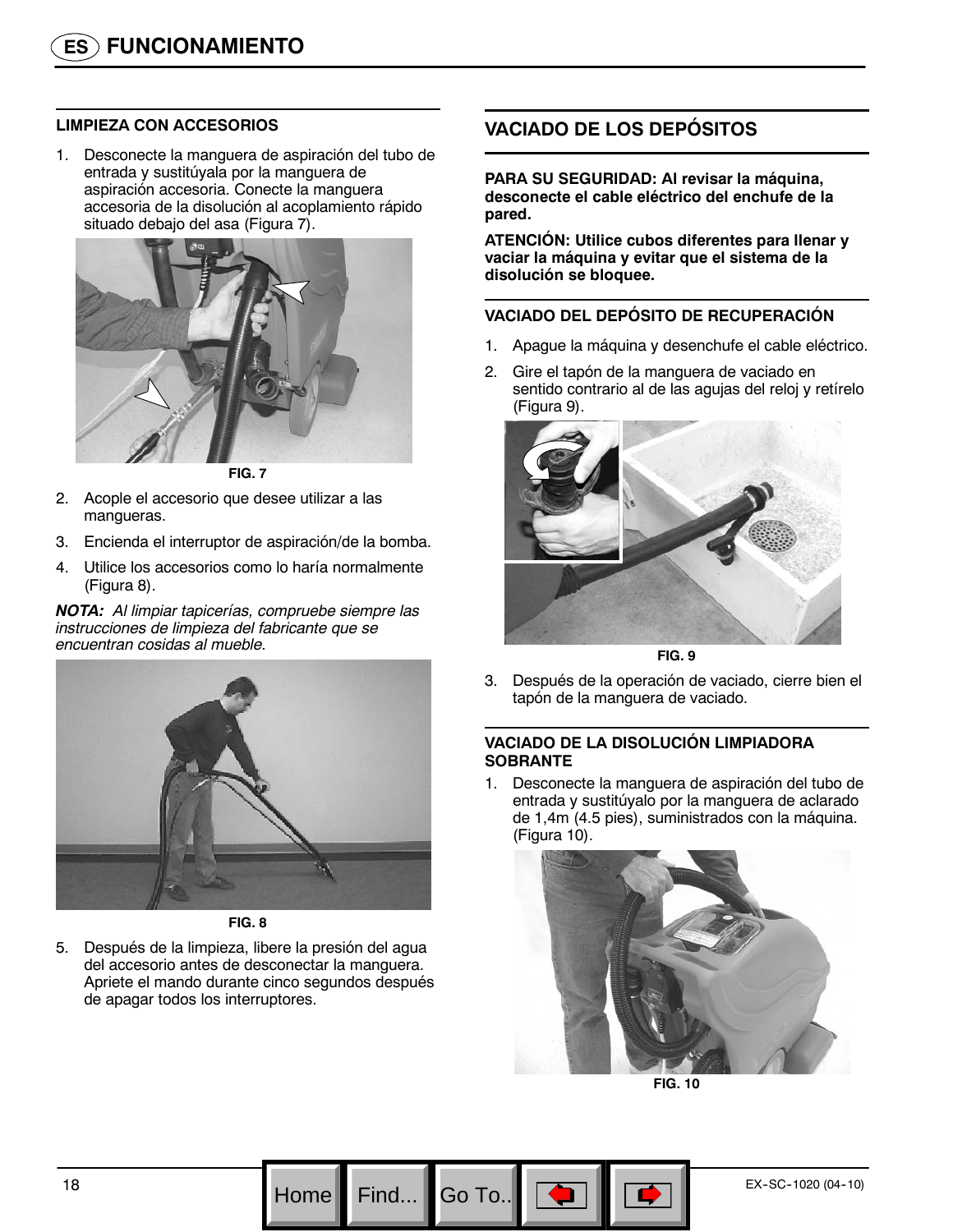# FUNCIONAMIENTO

### LIMPIEZA CON ACCESORIOS

1. Desconecte la manguera de aspiración del tubo de entrada y sustitúyala por la manguera de aspiración accesoria. Conecte la manguera accesoria de la disolución al acoplamiento rápido situado debajo del asa (Figura 7).

FIG. 7

2. Acople el accesorio que desee utilizar a las mangueras.
3. Encienda el interruptor de aspiración/de la bomba.
4. Utilice los accesorios como lo haría normalmente (Figura 8).

***NOTA:*** *Al limpiar tapicerías, compruebe siempre las instrucciones de limpieza del fabricante que se encuentran cosidas al mueble.*

FIG. 8

5. Después de la limpieza, libere la presión del agua del accesorio antes de desconectar la manguera. Apriete el mando durante cinco segundos después de apagar todos los interruptores.

## VACIADO DE LOS DEPÓSITOS

**PARA SU SEGURIDAD: Al revisar la máquina, desconecte el cable eléctrico del enchufe de la pared.**

**ATENCIÓN: Utilice cubos diferentes para llenar y vaciar la máquina y evitar que el sistema de la disolución se bloquee.**

### VACIADO DEL DEPÓSITO DE RECUPERACIÓN

1. Apague la máquina y desenchufe el cable eléctrico.
2. Gire el tapón de la manguera de vaciado en sentido contrario al de las agujas del reloj y retírelo (Figura 9).

FIG. 9

3. Después de la operación de vaciado, cierre bien el tapón de la manguera de vaciado.

### VACIADO DE LA DISOLUCIÓN LIMPIADORA SOBRANTE

1. Desconecte la manguera de aspiración del tubo de entrada y sustitúyalo por la manguera de aclarado de 1,4m (4.5 pies), suministrados con la máquina. (Figura 10).

FIG. 10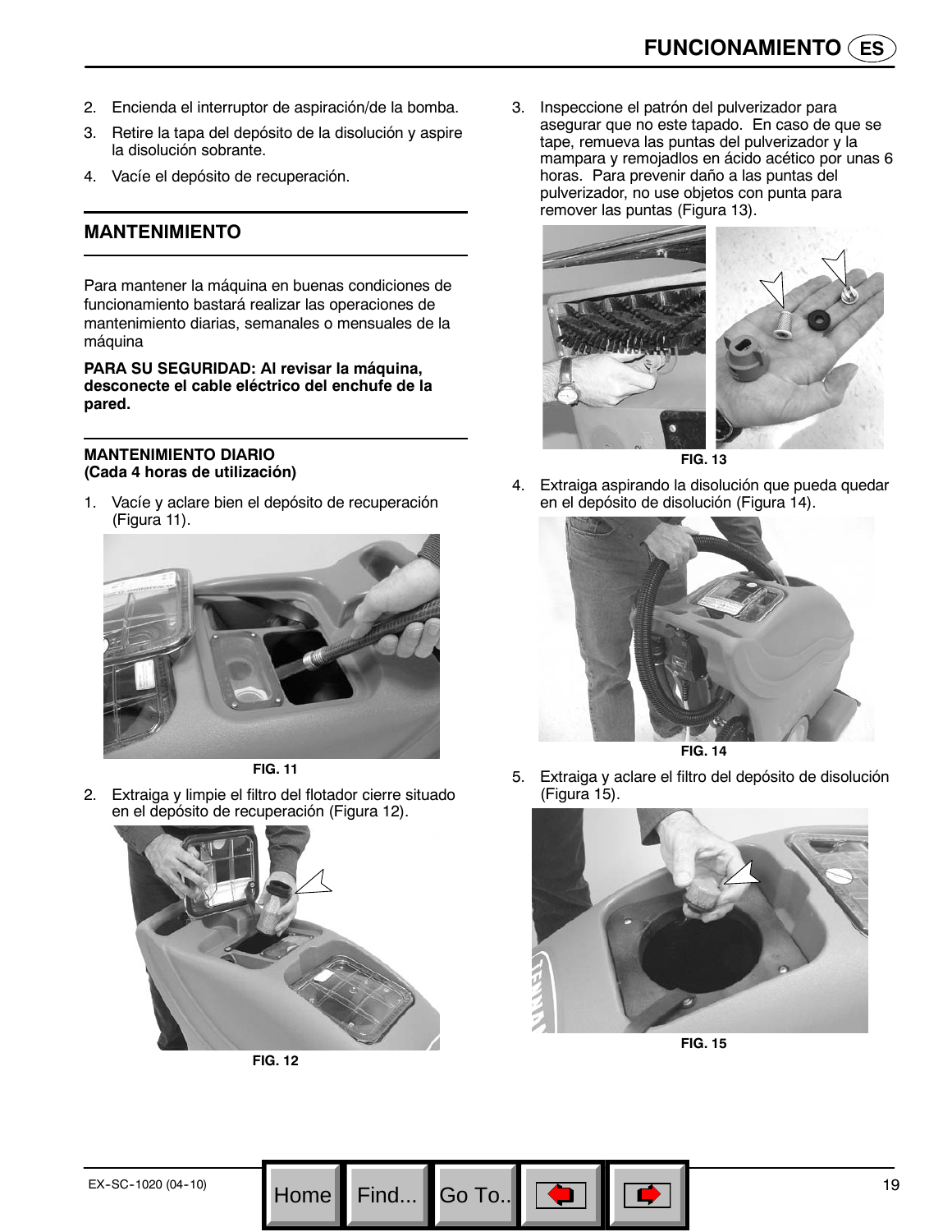2. Encienda el interruptor de aspiración/de la bomba.
3. Retire la tapa del depósito de la disolución y aspire la disolución sobrante.
4. Vacíe el depósito de recuperación.

## MANTENIMIENTO

Para mantener la máquina en buenas condiciones de funcionamiento bastará realizar las operaciones de mantenimiento diarias, semanales o mensuales de la máquina

**PARA SU SEGURIDAD: Al revisar la máquina, desconecte el cable eléctrico del enchufe de la pared.**

### MANTENIMIENTO DIARIO (Cada 4 horas de utilización)

1. Vacíe y aclare bien el depósito de recuperación (Figura 11).

FIG. 11

2. Extraiga y limpie el filtro del flotador cierre situado en el depósito de recuperación (Figura 12).

FIG. 12

3. Inspeccione el patrón del pulverizador para asegurar que no este tapado. En caso de que se tape, remueva las puntas del pulverizador y la mampara y remojadlos en ácido acético por unas 6 horas. Para prevenir daño a las puntas del pulverizador, no use objetos con punta para remover las puntas (Figura 13).

FIG. 13

4. Extraiga aspirando la disolución que pueda quedar en el depósito de disolución (Figura 14).

FIG. 14

5. Extraiga y aclare el filtro del depósito de disolución (Figura 15).

FIG. 15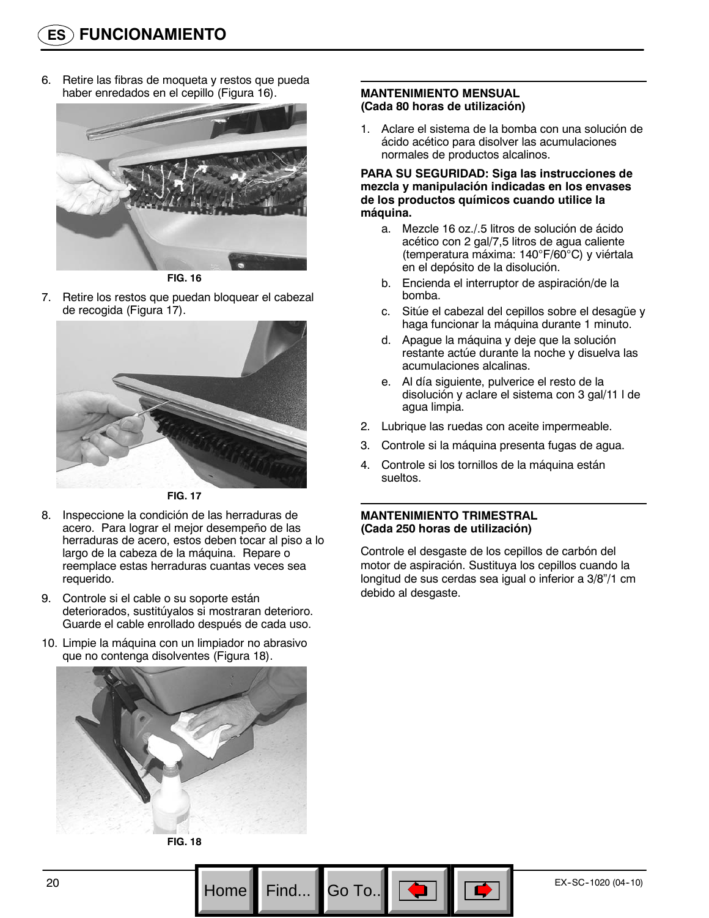## FUNCIONAMIENTO

6. Retire las fibras de moqueta y restos que pueda haber enredados en el cepillo (Figura 16).

FIG. 16

7. Retire los restos que puedan bloquear el cabezal de recogida (Figura 17).

FIG. 17

8. Inspeccione la condición de las herraduras de acero. Para lograr el mejor desempeño de las herraduras de acero, estos deben tocar al piso a lo largo de la cabeza de la máquina. Repare o reemplace estas herraduras cuantas veces sea requerido.
9. Controle si el cable o su soporte están deteriorados, sustitúyalos si mostraran deterioro. Guarde el cable enrollado después de cada uso.
10. Limpie la máquina con un limpiador no abrasivo que no contenga disolventes (Figura 18).

FIG. 18

### MANTENIMIENTO MENSUAL (Cada 80 horas de utilización)

1. Aclare el sistema de la bomba con una solución de ácido acético para disolver las acumulaciones normales de productos alcalinos.

**PARA SU SEGURIDAD: Siga las instrucciones de mezcla y manipulación indicadas en los envases de los productos químicos cuando utilice la máquina.**

   a. Mezcle 16 oz./.5 litros de solución de ácido acético con 2 gal/7,5 litros de agua caliente (temperatura máxima: 140°F/60°C) y viértala en el depósito de la disolución.
   b. Encienda el interruptor de aspiración/de la bomba.
   c. Sitúe el cabezal del cepillos sobre el desagüe y haga funcionar la máquina durante 1 minuto.
   d. Apague la máquina y deje que la solución restante actúe durante la noche y disuelva las acumulaciones alcalinas.
   e. Al día siguiente, pulverice el resto de la disolución y aclare el sistema con 3 gal/11 l de agua limpia.

2. Lubrique las ruedas con aceite impermeable.
3. Controle si la máquina presenta fugas de agua.
4. Controle si los tornillos de la máquina están sueltos.

### MANTENIMIENTO TRIMESTRAL (Cada 250 horas de utilización)

Controle el desgaste de los cepillos de carbón del motor de aspiración. Sustituya los cepillos cuando la longitud de sus cerdas sea igual o inferior a 3/8"/1 cm debido al desgaste.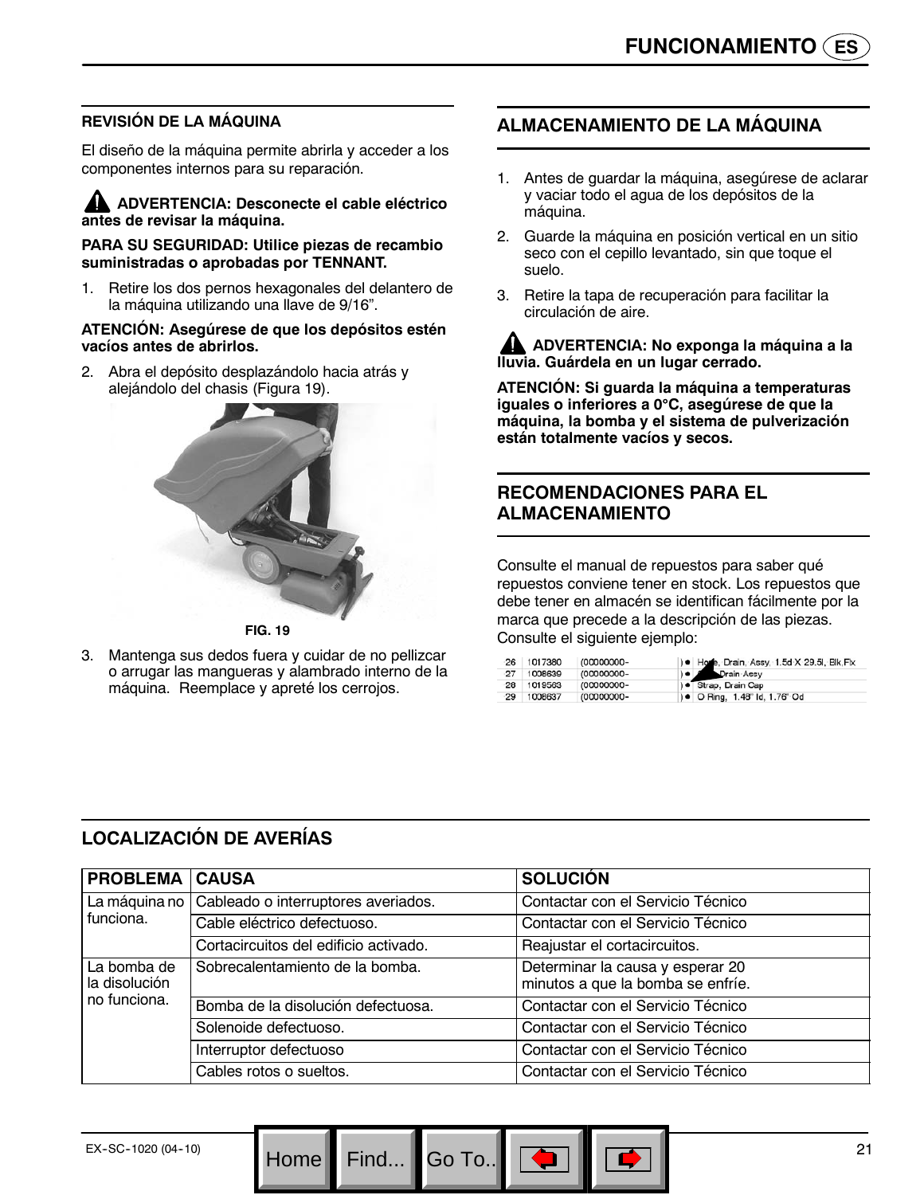### REVISIÓN DE LA MÁQUINA

El diseño de la máquina permite abrirla y acceder a los componentes internos para su reparación.

**ADVERTENCIA: Desconecte el cable eléctrico antes de revisar la máquina.**

**PARA SU SEGURIDAD: Utilice piezas de recambio suministradas o aprobadas por TENNANT.**

1. Retire los dos pernos hexagonales del delantero de la máquina utilizando una llave de 9/16".

**ATENCIÓN: Asegúrese de que los depósitos estén vacíos antes de abrirlos.**

2. Abra el depósito desplazándolo hacia atrás y alejándolo del chasis (Figura 19).

**FIG. 19**

3. Mantenga sus dedos fuera y cuidar de no pellizcar o arrugar las mangueras y alambrado interno de la máquina. Reemplace y apreté los cerrojos.

## ALMACENAMIENTO DE LA MÁQUINA

1. Antes de guardar la máquina, asegúrese de aclarar y vaciar todo el agua de los depósitos de la máquina.
2. Guarde la máquina en posición vertical en un sitio seco con el cepillo levantado, sin que toque el suelo.
3. Retire la tapa de recuperación para facilitar la circulación de aire.

**ADVERTENCIA: No exponga la máquina a la lluvia. Guárdela en un lugar cerrado.**

**ATENCIÓN: Si guarda la máquina a temperaturas iguales o inferiores a 0°C, asegúrese de que la máquina, la bomba y el sistema de pulverización están totalmente vacíos y secos.**

## RECOMENDACIONES PARA EL ALMACENAMIENTO

Consulte el manual de repuestos para saber qué repuestos conviene tener en stock. Los repuestos que debe tener en almacén se identifican fácilmente por la marca que precede a la descripción de las piezas. Consulte el siguiente ejemplo:

| | | | |
|---|---|---|---|
| 26 | 1017380 | (00000000- ) | ● Hose, Drain, Assy, 1.5d X 29.5l, Blk,Flx |
| 27 | 1008639 | (00000000- ) | ● ... Drain Assy |
| 28 | 1019563 | (00000000- ) | ● Strap, Drain Cap |
| 29 | 1008637 | (00000000- ) | ● O-Ring, 1.48" Id, 1.76" Od |

## LOCALIZACIÓN DE AVERÍAS

| PROBLEMA | CAUSA | SOLUCIÓN |
|---|---|---|
| La máquina no funciona. | Cableado o interruptores averiados. | Contactar con el Servicio Técnico |
| | Cable eléctrico defectuoso. | Contactar con el Servicio Técnico |
| | Cortacircuitos del edificio activado. | Reajustar el cortacircuitos. |
| La bomba de la disolución no funciona. | Sobrecalentamiento de la bomba. | Determinar la causa y esperar 20 minutos a que la bomba se enfríe. |
| | Bomba de la disolución defectuosa. | Contactar con el Servicio Técnico |
| | Solenoide defectuoso. | Contactar con el Servicio Técnico |
| | Interruptor defectuoso | Contactar con el Servicio Técnico |
| | Cables rotos o sueltos. | Contactar con el Servicio Técnico |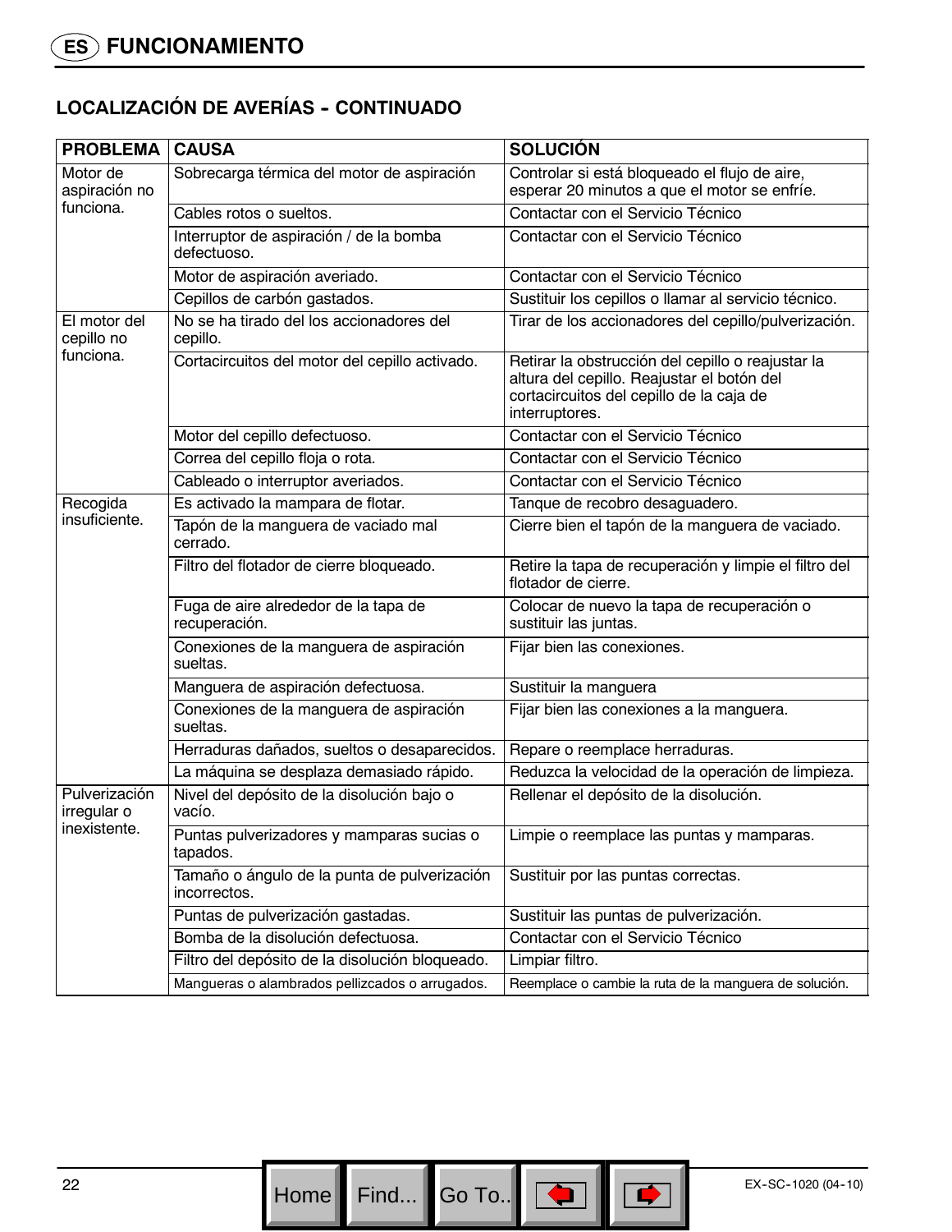# ES FUNCIONAMIENTO

## LOCALIZACIÓN DE AVERÍAS - CONTINUADO

| PROBLEMA | CAUSA | SOLUCIÓN |
|---|---|---|
| Motor de aspiración no funciona. | Sobrecarga térmica del motor de aspiración | Controlar si está bloqueado el flujo de aire, esperar 20 minutos a que el motor se enfríe. |
| | Cables rotos o sueltos. | Contactar con el Servicio Técnico |
| | Interruptor de aspiración / de la bomba defectuoso. | Contactar con el Servicio Técnico |
| | Motor de aspiración averiado. | Contactar con el Servicio Técnico |
| | Cepillos de carbón gastados. | Sustituir los cepillos o llamar al servicio técnico. |
| El motor del cepillo no funciona. | No se ha tirado del los accionadores del cepillo. | Tirar de los accionadores del cepillo/pulverización. |
| | Cortacircuitos del motor del cepillo activado. | Retirar la obstrucción del cepillo o reajustar la altura del cepillo. Reajustar el botón del cortacircuitos del cepillo de la caja de interruptores. |
| | Motor del cepillo defectuoso. | Contactar con el Servicio Técnico |
| | Correa del cepillo floja o rota. | Contactar con el Servicio Técnico |
| | Cableado o interruptor averiados. | Contactar con el Servicio Técnico |
| Recogida insuficiente. | Es activado la mampara de flotar. | Tanque de recobro desaguadero. |
| | Tapón de la manguera de vaciado mal cerrado. | Cierre bien el tapón de la manguera de vaciado. |
| | Filtro del flotador de cierre bloqueado. | Retire la tapa de recuperación y limpie el filtro del flotador de cierre. |
| | Fuga de aire alrededor de la tapa de recuperación. | Colocar de nuevo la tapa de recuperación o sustituir las juntas. |
| | Conexiones de la manguera de aspiración sueltas. | Fijar bien las conexiones. |
| | Manguera de aspiración defectuosa. | Sustituir la manguera |
| | Conexiones de la manguera de aspiración sueltas. | Fijar bien las conexiones a la manguera. |
| | Herraduras dañados, sueltos o desaparecidos. | Repare o reemplace herraduras. |
| | La máquina se desplaza demasiado rápido. | Reduzca la velocidad de la operación de limpieza. |
| Pulverización irregular o inexistente. | Nivel del depósito de la disolución bajo o vacío. | Rellenar el depósito de la disolución. |
| | Puntas pulverizadores y mamparas sucias o tapados. | Limpie o reemplace las puntas y mamparas. |
| | Tamaño o ángulo de la punta de pulverización incorrectos. | Sustituir por las puntas correctas. |
| | Puntas de pulverización gastadas. | Sustituir las puntas de pulverización. |
| | Bomba de la disolución defectuosa. | Contactar con el Servicio Técnico |
| | Filtro del depósito de la disolución bloqueado. | Limpiar filtro. |
| | Mangueras o alambrados pellizcados o arrugados. | Reemplace o cambie la ruta de la manguera de solución. |

EX-SC-1020 (04-10)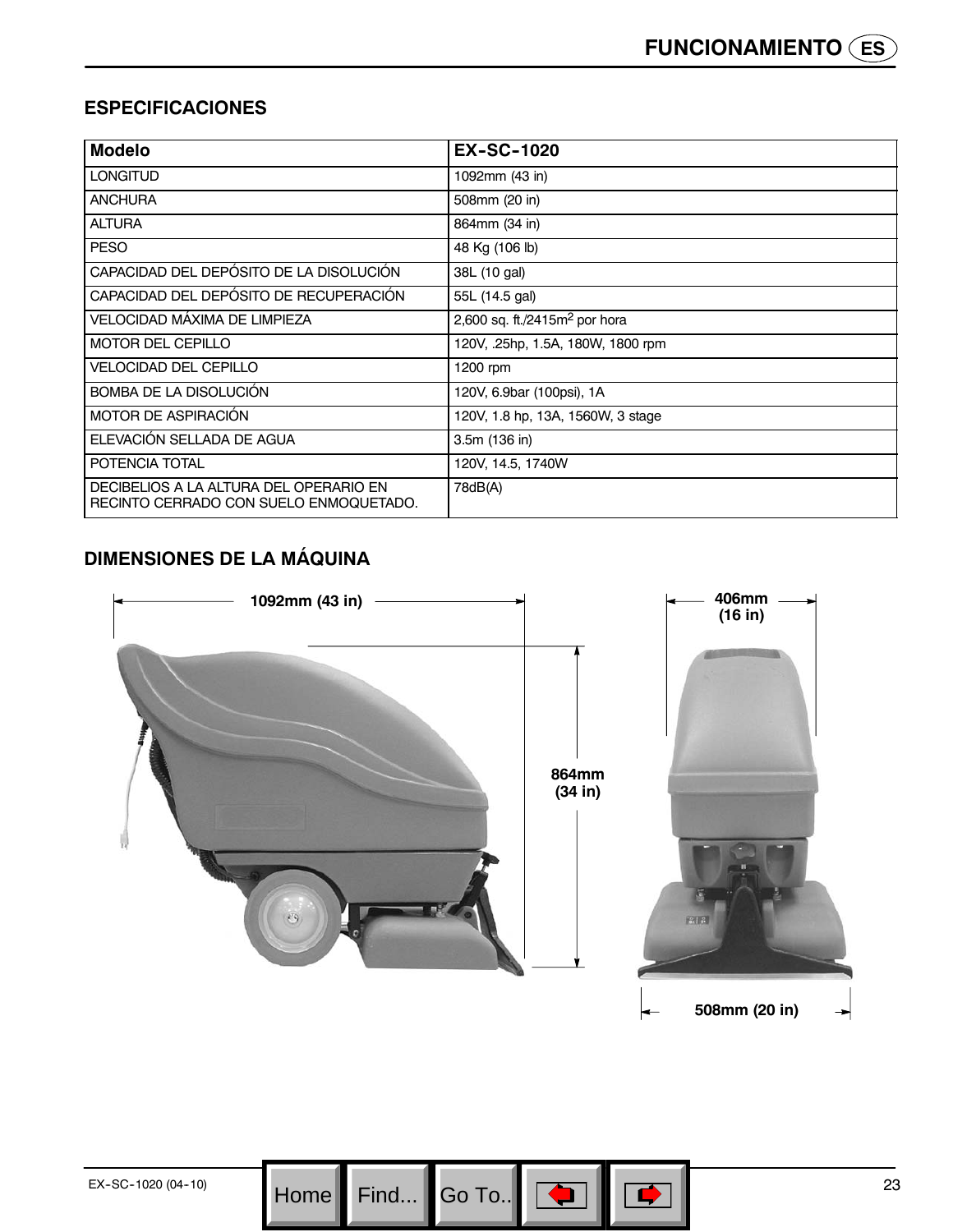## ESPECIFICACIONES

| Modelo | EX-SC-1020 |
|---|---|
| LONGITUD | 1092mm (43 in) |
| ANCHURA | 508mm (20 in) |
| ALTURA | 864mm (34 in) |
| PESO | 48 Kg (106 lb) |
| CAPACIDAD DEL DEPÓSITO DE LA DISOLUCIÓN | 38L (10 gal) |
| CAPACIDAD DEL DEPÓSITO DE RECUPERACIÓN | 55L (14.5 gal) |
| VELOCIDAD MÁXIMA DE LIMPIEZA | 2,600 sq. ft./2415m$^2$ por hora |
| MOTOR DEL CEPILLO | 120V, .25hp, 1.5A, 180W, 1800 rpm |
| VELOCIDAD DEL CEPILLO | 1200 rpm |
| BOMBA DE LA DISOLUCIÓN | 120V, 6.9bar (100psi), 1A |
| MOTOR DE ASPIRACIÓN | 120V, 1.8 hp, 13A, 1560W, 3 stage |
| ELEVACIÓN SELLADA DE AGUA | 3.5m (136 in) |
| POTENCIA TOTAL | 120V, 14.5, 1740W |
| DECIBELIOS A LA ALTURA DEL OPERARIO EN RECINTO CERRADO CON SUELO ENMOQUETADO. | 78dB(A) |

## DIMENSIONES DE LA MÁQUINA

1092mm (43 in)

864mm (34 in)

406mm (16 in)

508mm (20 in)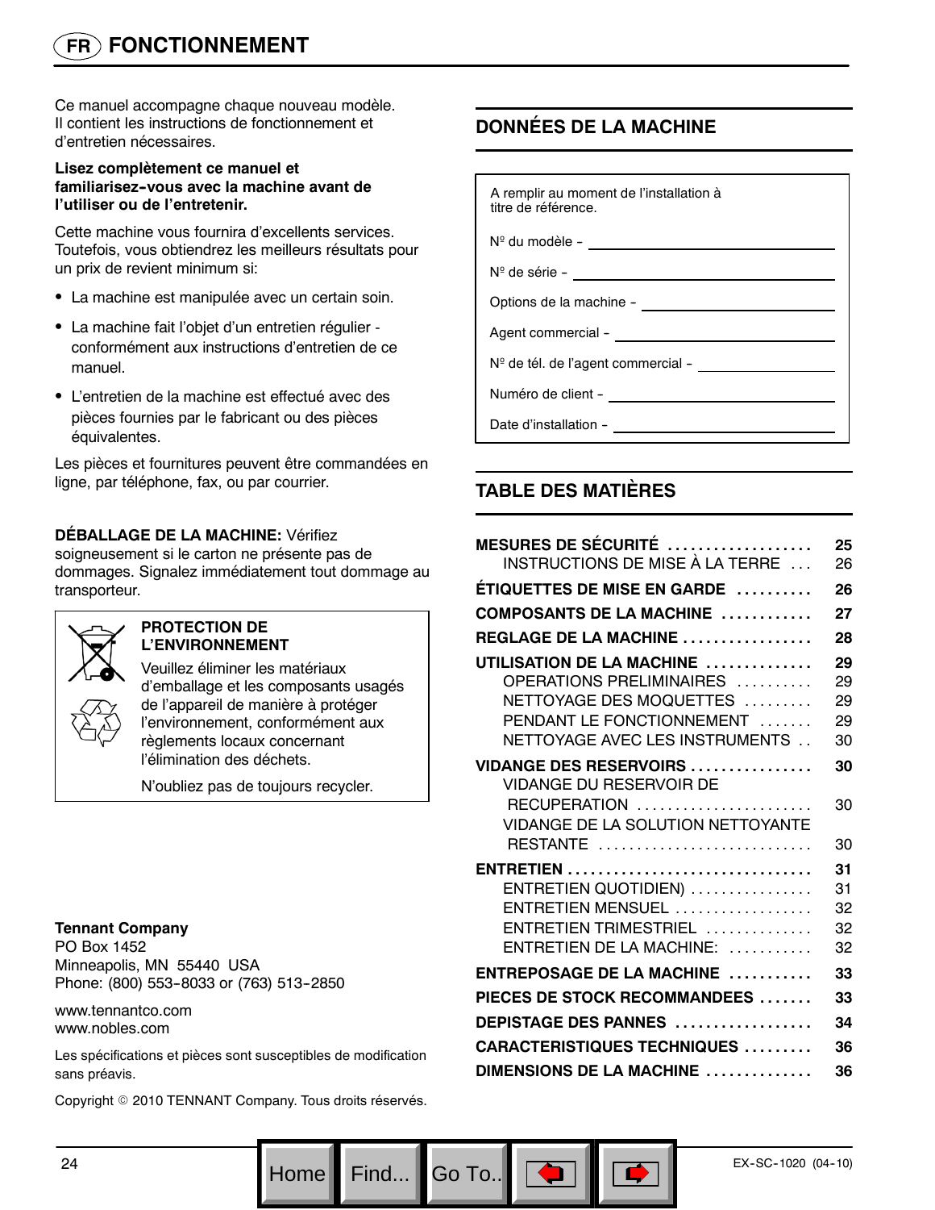# FR FONCTIONNEMENT

Ce manuel accompagne chaque nouveau modèle. Il contient les instructions de fonctionnement et d'entretien nécessaires.

**Lisez complètement ce manuel et familiarisez-vous avec la machine avant de l'utiliser ou de l'entretenir.**

Cette machine vous fournira d'excellents services. Toutefois, vous obtiendrez les meilleurs résultats pour un prix de revient minimum si:

- La machine est manipulée avec un certain soin.
- La machine fait l'objet d'un entretien régulier - conformément aux instructions d'entretien de ce manuel.
- L'entretien de la machine est effectué avec des pièces fournies par le fabricant ou des pièces équivalentes.

Les pièces et fournitures peuvent être commandées en ligne, par téléphone, fax, ou par courrier.

**DÉBALLAGE DE LA MACHINE:** Vérifiez soigneusement si le carton ne présente pas de dommages. Signalez immédiatement tout dommage au transporteur.

**PROTECTION DE L'ENVIRONNEMENT**

Veuillez éliminer les matériaux d'emballage et les composants usagés de l'appareil de manière à protéger l'environnement, conformément aux règlements locaux concernant l'élimination des déchets.

N'oubliez pas de toujours recycler.

**Tennant Company**
PO Box 1452
Minneapolis, MN 55440 USA
Phone: (800) 553-8033 or (763) 513-2850

www.tennantco.com
www.nobles.com

Les spécifications et pièces sont susceptibles de modification sans préavis.

Copyright © 2010 TENNANT Company. Tous droits réservés.

## DONNÉES DE LA MACHINE

A remplir au moment de l'installation à titre de référence.

Nº du modèle - ____________________

Nº de série - ____________________

Options de la machine - ____________________

Agent commercial - ____________________

Nº de tél. de l'agent commercial - ____________________

Numéro de client - ____________________

Date d'installation - ____________________

## TABLE DES MATIÈRES

| | |
|---|---|
| **MESURES DE SÉCURITÉ** | **25** |
| INSTRUCTIONS DE MISE À LA TERRE | 26 |
| **ÉTIQUETTES DE MISE EN GARDE** | **26** |
| **COMPOSANTS DE LA MACHINE** | **27** |
| **REGLAGE DE LA MACHINE** | **28** |
| **UTILISATION DE LA MACHINE** | **29** |
| OPERATIONS PRELIMINAIRES | 29 |
| NETTOYAGE DES MOQUETTES | 29 |
| PENDANT LE FONCTIONNEMENT | 29 |
| NETTOYAGE AVEC LES INSTRUMENTS | 30 |
| **VIDANGE DES RESERVOIRS** | **30** |
| VIDANGE DU RESERVOIR DE RECUPERATION | 30 |
| VIDANGE DE LA SOLUTION NETTOYANTE RESTANTE | 30 |
| **ENTRETIEN** | **31** |
| ENTRETIEN QUOTIDIEN) | 31 |
| ENTRETIEN MENSUEL | 32 |
| ENTRETIEN TRIMESTRIEL | 32 |
| ENTRETIEN DE LA MACHINE: | 32 |
| **ENTREPOSAGE DE LA MACHINE** | **33** |
| **PIECES DE STOCK RECOMMANDEES** | **33** |
| **DEPISTAGE DES PANNES** | **34** |
| **CARACTERISTIQUES TECHNIQUES** | **36** |
| **DIMENSIONS DE LA MACHINE** | **36** |

EX-SC-1020 (04-10)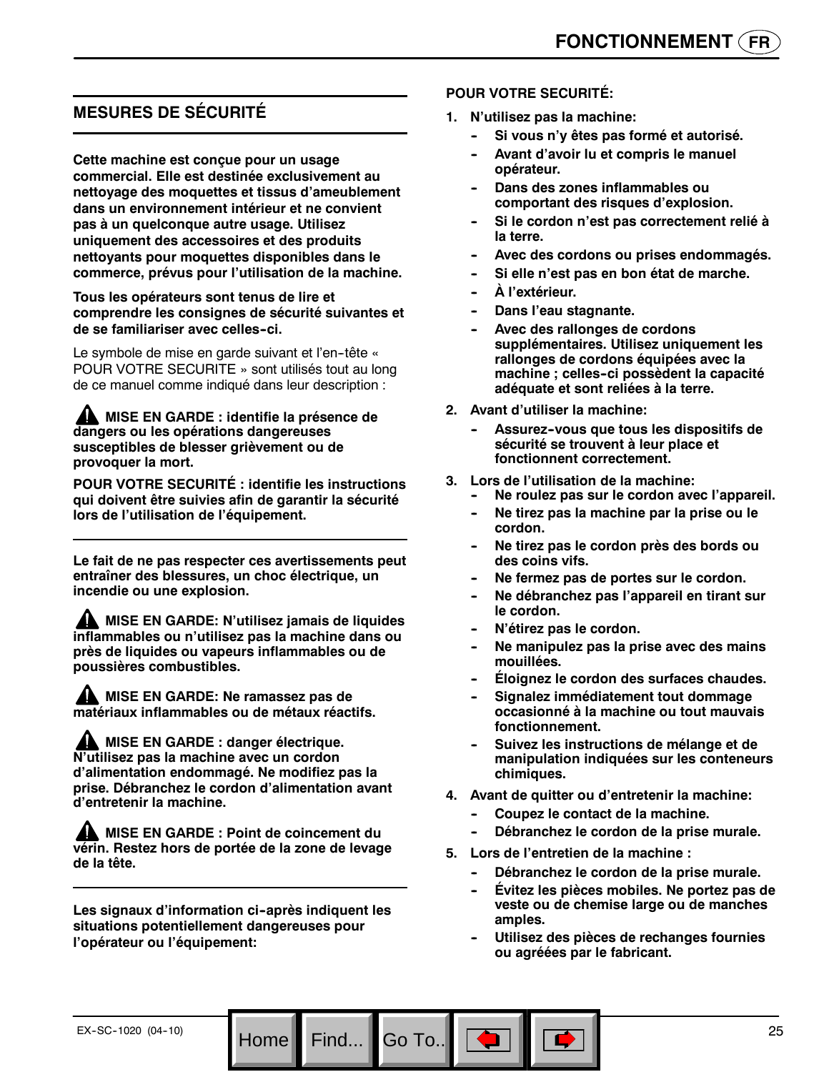## MESURES DE SÉCURITÉ

**Cette machine est conçue pour un usage commercial. Elle est destinée exclusivement au nettoyage des moquettes et tissus d'ameublement dans un environnement intérieur et ne convient pas à un quelconque autre usage. Utilisez uniquement des accessoires et des produits nettoyants pour moquettes disponibles dans le commerce, prévus pour l'utilisation de la machine.**

**Tous les opérateurs sont tenus de lire et comprendre les consignes de sécurité suivantes et de se familiariser avec celles-ci.**

Le symbole de mise en garde suivant et l'en-tête « POUR VOTRE SECURITE » sont utilisés tout au long de ce manuel comme indiqué dans leur description :

**⚠ MISE EN GARDE : identifie la présence de dangers ou les opérations dangereuses susceptibles de blesser grièvement ou de provoquer la mort.**

**POUR VOTRE SECURITÉ : identifie les instructions qui doivent être suivies afin de garantir la sécurité lors de l'utilisation de l'équipement.**

**Le fait de ne pas respecter ces avertissements peut entraîner des blessures, un choc électrique, un incendie ou une explosion.**

**⚠ MISE EN GARDE: N'utilisez jamais de liquides inflammables ou n'utilisez pas la machine dans ou près de liquides ou vapeurs inflammables ou de poussières combustibles.**

**⚠ MISE EN GARDE: Ne ramassez pas de matériaux inflammables ou de métaux réactifs.**

**⚠ MISE EN GARDE : danger électrique. N'utilisez pas la machine avec un cordon d'alimentation endommagé. Ne modifiez pas la prise. Débranchez le cordon d'alimentation avant d'entretenir la machine.**

**⚠ MISE EN GARDE : Point de coincement du vérin. Restez hors de portée de la zone de levage de la tête.**

**Les signaux d'information ci-après indiquent les situations potentiellement dangereuses pour l'opérateur ou l'équipement:**

**POUR VOTRE SECURITÉ:**

1. **N'utilisez pas la machine:**
   - **Si vous n'y êtes pas formé et autorisé.**
   - **Avant d'avoir lu et compris le manuel opérateur.**
   - **Dans des zones inflammables ou comportant des risques d'explosion.**
   - **Si le cordon n'est pas correctement relié à la terre.**
   - **Avec des cordons ou prises endommagés.**
   - **Si elle n'est pas en bon état de marche.**
   - **À l'extérieur.**
   - **Dans l'eau stagnante.**
   - **Avec des rallonges de cordons supplémentaires. Utilisez uniquement les rallonges de cordons équipées avec la machine ; celles-ci possèdent la capacité adéquate et sont reliées à la terre.**
2. **Avant d'utiliser la machine:**
   - **Assurez-vous que tous les dispositifs de sécurité se trouvent à leur place et fonctionnent correctement.**
3. **Lors de l'utilisation de la machine:**
   - **Ne roulez pas sur le cordon avec l'appareil.**
   - **Ne tirez pas la machine par la prise ou le cordon.**
   - **Ne tirez pas le cordon près des bords ou des coins vifs.**
   - **Ne fermez pas de portes sur le cordon.**
   - **Ne débranchez pas l'appareil en tirant sur le cordon.**
   - **N'étirez pas le cordon.**
   - **Ne manipulez pas la prise avec des mains mouillées.**
   - **Éloignez le cordon des surfaces chaudes.**
   - **Signalez immédiatement tout dommage occasionné à la machine ou tout mauvais fonctionnement.**
   - **Suivez les instructions de mélange et de manipulation indiquées sur les conteneurs chimiques.**
4. **Avant de quitter ou d'entretenir la machine:**
   - **Coupez le contact de la machine.**
   - **Débranchez le cordon de la prise murale.**
5. **Lors de l'entretien de la machine :**
   - **Débranchez le cordon de la prise murale.**
   - **Évitez les pièces mobiles. Ne portez pas de veste ou de chemise large ou de manches amples.**
   - **Utilisez des pièces de rechanges fournies ou agréées par le fabricant.**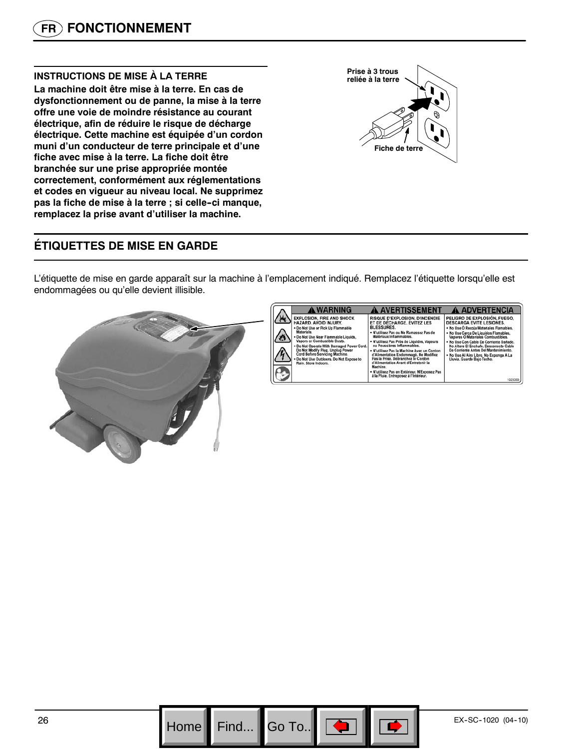# FONCTIONNEMENT

## INSTRUCTIONS DE MISE À LA TERRE

**La machine doit être mise à la terre. En cas de dysfonctionnement ou de panne, la mise à la terre offre une voie de moindre résistance au courant électrique, afin de réduire le risque de décharge électrique. Cette machine est équipée d'un cordon muni d'un conducteur de terre principale et d'une fiche avec mise à la terre. La fiche doit être branchée sur une prise appropriée montée correctement, conformément aux réglementations et codes en vigueur au niveau local. Ne supprimez pas la fiche de mise à la terre ; si celle-ci manque, remplacez la prise avant d'utiliser la machine.**

Prise à 3 trous reliée à la terre

Fiche de terre

## ÉTIQUETTES DE MISE EN GARDE

L'étiquette de mise en garde apparaît sur la machine à l'emplacement indiqué. Remplacez l'étiquette lorsqu'elle est endommagées ou qu'elle devient illisible.

| ⚠ WARNING | ⚠ AVERTISSEMENT | ⚠ ADVERTENCIA |
|---|---|---|
| EXPLOSION, FIRE AND SHOCK HAZARD. AVOID INJURY.<br>• Do Not Use or Pick Up Flammable Materials.<br>• Do Not Use Near Flammable Liquids, Vapors or Combustible Dusts.<br>• Do Not Operate With Damaged Power Cord. Do Not Modify Plug. Unplug Power Cord Before Servicing Machine.<br>• Do Not Use Outdoors. Do Not Expose to Rain. Store Indoors. | RISQUE D'EXPLOSION, D'INCENDIE ET DE DÉCHARGE. ÉVITEZ LES BLESSURES.<br>• N'utilisez Pas ou Ne Ramassez Pas de Matériaux Inflammables.<br>• N'utilisez Pas Près de Liquides, Vapeurs ou Poussières Inflammables.<br>• N'utilisez Pas la Machine Avec un Cordon d'Alimentation Endommagé. Ne Modifiez Pas la Prise. Débranchez le Cordon d'Alimentation Avant d'Entretenir la Machine.<br>• N'utilisez Pas en Extérieur. N'Exposez Pas à la Pluie. Entreposez à l'Intérieur. | PELIGRO DE EXPLOSIÓN, FUEGO, DESCARGA EVITE LESIONES.<br>• No Use Ó Recoja Materiales Flamables.<br>• No Use Cerca De Liquidos Flamables, Vapores Ó Materiales Combustibles.<br>• No Use Con Cable De Corriente Dañado. No Altere El Enchufe. Desconecte Cable De Corriente Antes Del Mantenimiento.<br>• No Use Al Aire Libre. No Exponga A La Lluvia. Guarde Bajo Techo. |

1025303

EX-SC-1020 (04-10)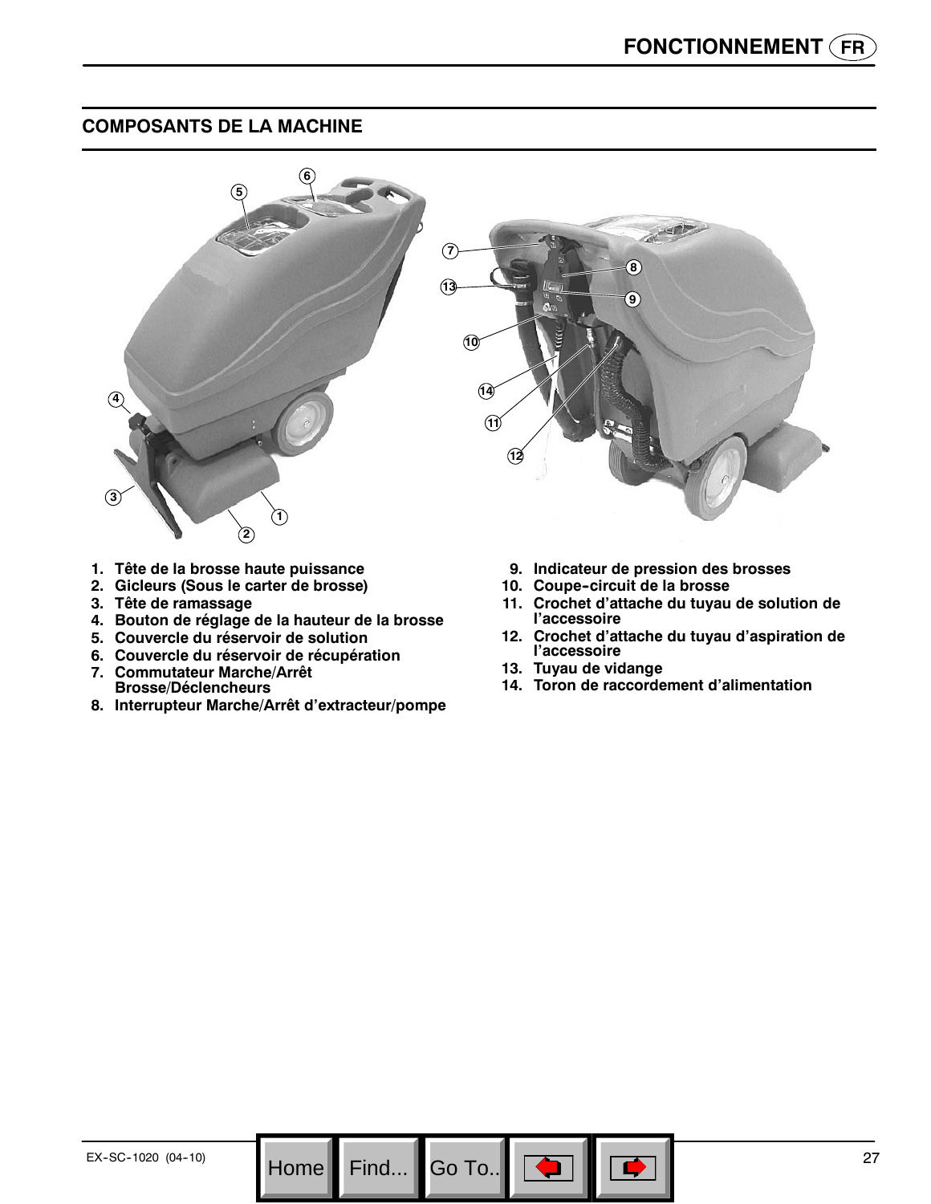## COMPOSANTS DE LA MACHINE

1. Tête de la brosse haute puissance
2. Gicleurs (Sous le carter de brosse)
3. Tête de ramassage
4. Bouton de réglage de la hauteur de la brosse
5. Couvercle du réservoir de solution
6. Couvercle du réservoir de récupération
7. Commutateur Marche/Arrêt Brosse/Déclencheurs
8. Interrupteur Marche/Arrêt d'extracteur/pompe
9. Indicateur de pression des brosses
10. Coupe-circuit de la brosse
11. Crochet d'attache du tuyau de solution de l'accessoire
12. Crochet d'attache du tuyau d'aspiration de l'accessoire
13. Tuyau de vidange
14. Toron de raccordement d'alimentation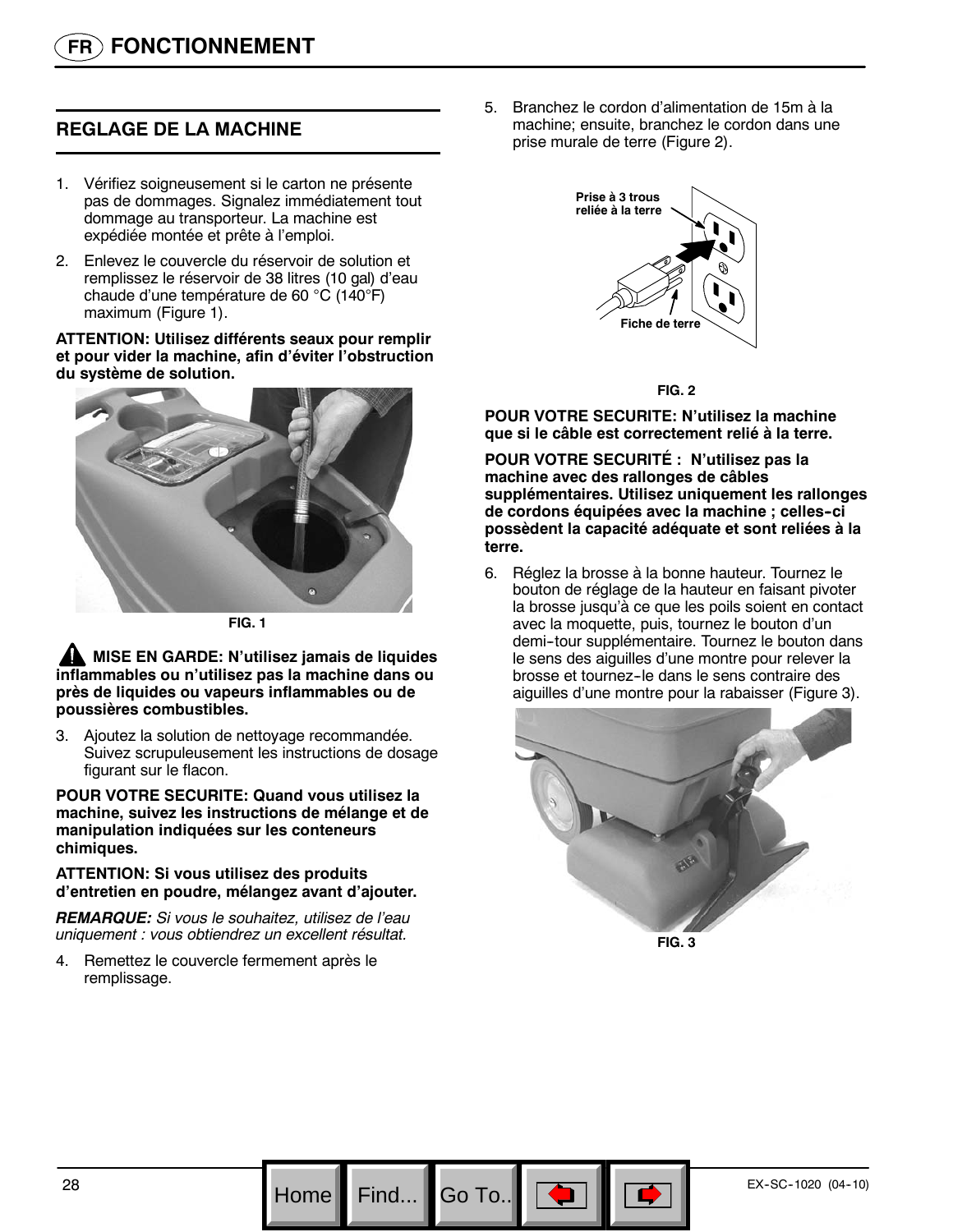# FONCTIONNEMENT

## REGLAGE DE LA MACHINE

1. Vérifiez soigneusement si le carton ne présente pas de dommages. Signalez immédiatement tout dommage au transporteur. La machine est expédiée montée et prête à l'emploi.
2. Enlevez le couvercle du réservoir de solution et remplissez le réservoir de 38 litres (10 gal) d'eau chaude d'une température de 60 °C (140°F) maximum (Figure 1).

**ATTENTION: Utilisez différents seaux pour remplir et pour vider la machine, afin d'éviter l'obstruction du système de solution.**

FIG. 1

**MISE EN GARDE: N'utilisez jamais de liquides inflammables ou n'utilisez pas la machine dans ou près de liquides ou vapeurs inflammables ou de poussières combustibles.**

3. Ajoutez la solution de nettoyage recommandée. Suivez scrupuleusement les instructions de dosage figurant sur le flacon.

**POUR VOTRE SECURITE: Quand vous utilisez la machine, suivez les instructions de mélange et de manipulation indiquées sur les conteneurs chimiques.**

**ATTENTION: Si vous utilisez des produits d'entretien en poudre, mélangez avant d'ajouter.**

***REMARQUE:*** *Si vous le souhaitez, utilisez de l'eau uniquement : vous obtiendrez un excellent résultat.*

4. Remettez le couvercle fermement après le remplissage.
5. Branchez le cordon d'alimentation de 15m à la machine; ensuite, branchez le cordon dans une prise murale de terre (Figure 2).

Prise à 3 trous reliée à la terre

Fiche de terre

FIG. 2

**POUR VOTRE SECURITE: N'utilisez la machine que si le câble est correctement relié à la terre.**

**POUR VOTRE SECURITÉ : N'utilisez pas la machine avec des rallonges de câbles supplémentaires. Utilisez uniquement les rallonges de cordons équipées avec la machine ; celles-ci possèdent la capacité adéquate et sont reliées à la terre.**

6. Réglez la brosse à la bonne hauteur. Tournez le bouton de réglage de la hauteur en faisant pivoter la brosse jusqu'à ce que les poils soient en contact avec la moquette, puis, tournez le bouton d'un demi-tour supplémentaire. Tournez le bouton dans le sens des aiguilles d'une montre pour relever la brosse et tournez-le dans le sens contraire des aiguilles d'une montre pour la rabaisser (Figure 3).

FIG. 3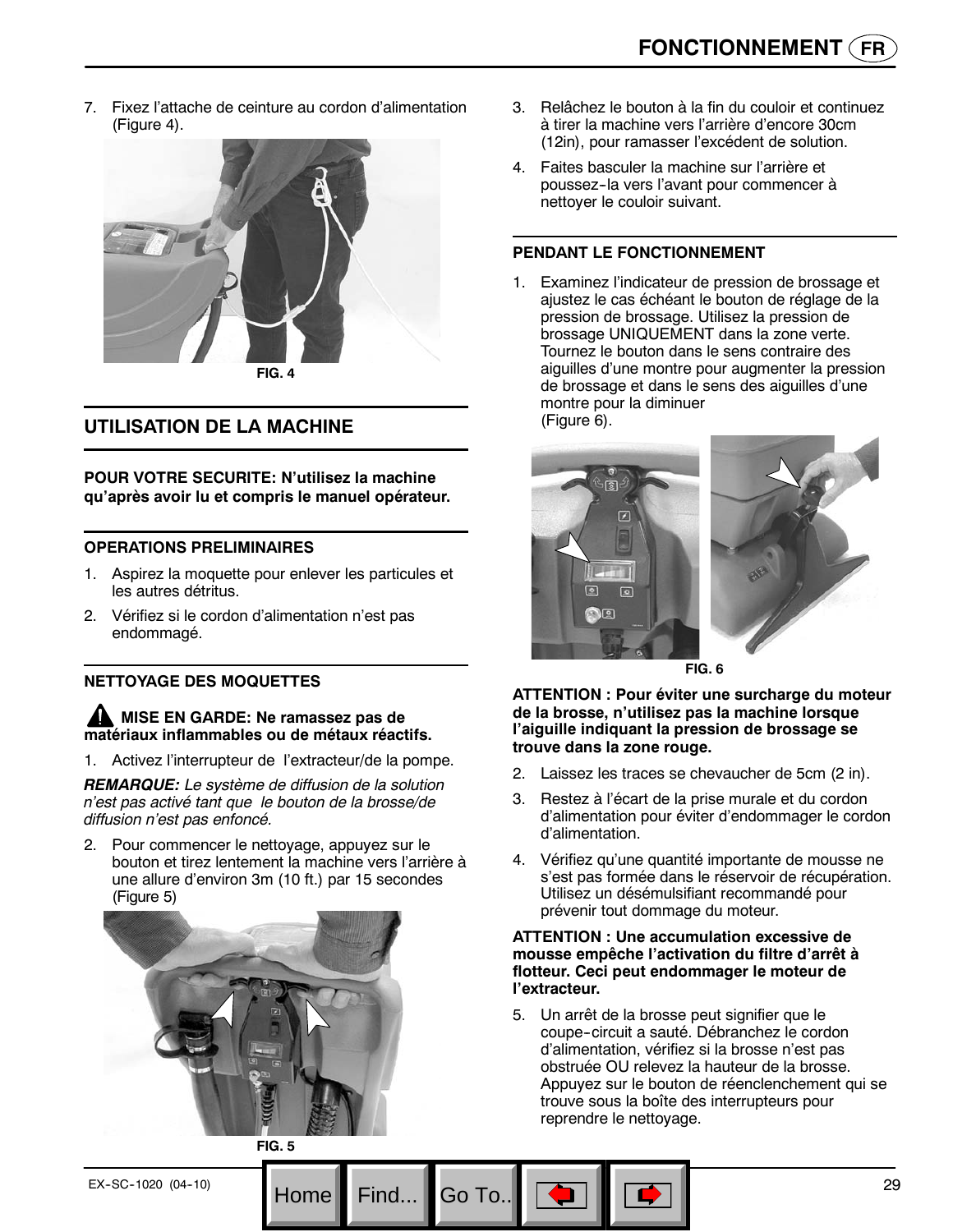7. Fixez l'attache de ceinture au cordon d'alimentation (Figure 4).

FIG. 4

## UTILISATION DE LA MACHINE

**POUR VOTRE SECURITE: N'utilisez la machine qu'après avoir lu et compris le manuel opérateur.**

### OPERATIONS PRELIMINAIRES

1. Aspirez la moquette pour enlever les particules et les autres détritus.
2. Vérifiez si le cordon d'alimentation n'est pas endommagé.

### NETTOYAGE DES MOQUETTES

**MISE EN GARDE: Ne ramassez pas de matériaux inflammables ou de métaux réactifs.**

1. Activez l'interrupteur de l'extracteur/de la pompe.

***REMARQUE:*** *Le système de diffusion de la solution n'est pas activé tant que le bouton de la brosse/de diffusion n'est pas enfoncé.*

2. Pour commencer le nettoyage, appuyez sur le bouton et tirez lentement la machine vers l'arrière à une allure d'environ 3m (10 ft.) par 15 secondes (Figure 5)

FIG. 5

3. Relâchez le bouton à la fin du couloir et continuez à tirer la machine vers l'arrière d'encore 30cm (12in), pour ramasser l'excédent de solution.
4. Faites basculer la machine sur l'arrière et poussez-la vers l'avant pour commencer à nettoyer le couloir suivant.

### PENDANT LE FONCTIONNEMENT

1. Examinez l'indicateur de pression de brossage et ajustez le cas échéant le bouton de réglage de la pression de brossage. Utilisez la pression de brossage UNIQUEMENT dans la zone verte. Tournez le bouton dans le sens contraire des aiguilles d'une montre pour augmenter la pression de brossage et dans le sens des aiguilles d'une montre pour la diminuer (Figure 6).

FIG. 6

**ATTENTION : Pour éviter une surcharge du moteur de la brosse, n'utilisez pas la machine lorsque l'aiguille indiquant la pression de brossage se trouve dans la zone rouge.**

2. Laissez les traces se chevaucher de 5cm (2 in).
3. Restez à l'écart de la prise murale et du cordon d'alimentation pour éviter d'endommager le cordon d'alimentation.
4. Vérifiez qu'une quantité importante de mousse ne s'est pas formée dans le réservoir de récupération. Utilisez un désémulsifiant recommandé pour prévenir tout dommage du moteur.

**ATTENTION : Une accumulation excessive de mousse empêche l'activation du filtre d'arrêt à flotteur. Ceci peut endommager le moteur de l'extracteur.**

5. Un arrêt de la brosse peut signifier que le coupe-circuit a sauté. Débranchez le cordon d'alimentation, vérifiez si la brosse n'est pas obstruée OU relevez la hauteur de la brosse. Appuyez sur le bouton de réenclenchement qui se trouve sous la boîte des interrupteurs pour reprendre le nettoyage.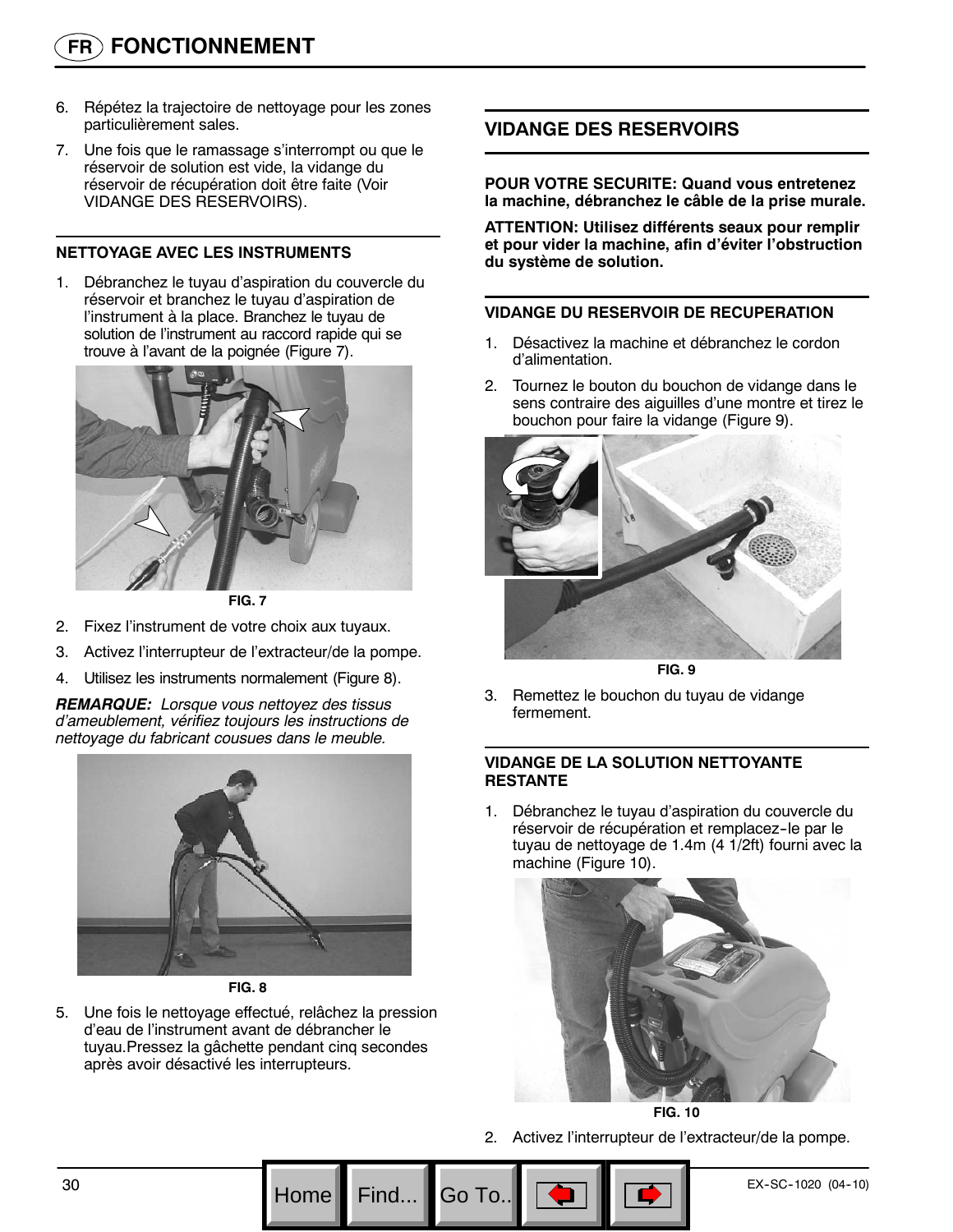## FONCTIONNEMENT

6. Répétez la trajectoire de nettoyage pour les zones particulièrement sales.
7. Une fois que le ramassage s'interrompt ou que le réservoir de solution est vide, la vidange du réservoir de récupération doit être faite (Voir VIDANGE DES RESERVOIRS).

### NETTOYAGE AVEC LES INSTRUMENTS

1. Débranchez le tuyau d'aspiration du couvercle du réservoir et branchez le tuyau d'aspiration de l'instrument à la place. Branchez le tuyau de solution de l'instrument au raccord rapide qui se trouve à l'avant de la poignée (Figure 7).

FIG. 7

2. Fixez l'instrument de votre choix aux tuyaux.
3. Activez l'interrupteur de l'extracteur/de la pompe.
4. Utilisez les instruments normalement (Figure 8).

***REMARQUE:*** *Lorsque vous nettoyez des tissus d'ameublement, vérifiez toujours les instructions de nettoyage du fabricant cousues dans le meuble.*

FIG. 8

5. Une fois le nettoyage effectué, relâchez la pression d'eau de l'instrument avant de débrancher le tuyau.Pressez la gâchette pendant cinq secondes après avoir désactivé les interrupteurs.

## VIDANGE DES RESERVOIRS

**POUR VOTRE SECURITE: Quand vous entretenez la machine, débranchez le câble de la prise murale.**

**ATTENTION: Utilisez différents seaux pour remplir et pour vider la machine, afin d'éviter l'obstruction du système de solution.**

### VIDANGE DU RESERVOIR DE RECUPERATION

1. Désactivez la machine et débranchez le cordon d'alimentation.
2. Tournez le bouton du bouchon de vidange dans le sens contraire des aiguilles d'une montre et tirez le bouchon pour faire la vidange (Figure 9).

FIG. 9

3. Remettez le bouchon du tuyau de vidange fermement.

### VIDANGE DE LA SOLUTION NETTOYANTE RESTANTE

1. Débranchez le tuyau d'aspiration du couvercle du réservoir de récupération et remplacez-le par le tuyau de nettoyage de 1.4m (4 1/2ft) fourni avec la machine (Figure 10).

FIG. 10

2. Activez l'interrupteur de l'extracteur/de la pompe.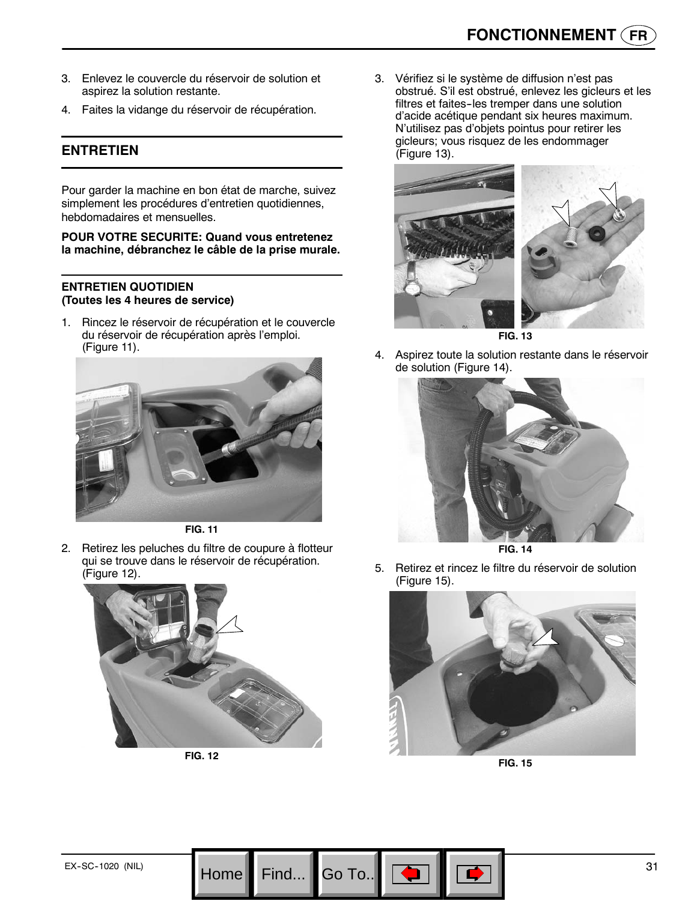3. Enlevez le couvercle du réservoir de solution et aspirez la solution restante.
4. Faites la vidange du réservoir de récupération.

## ENTRETIEN

Pour garder la machine en bon état de marche, suivez simplement les procédures d'entretien quotidiennes, hebdomadaires et mensuelles.

**POUR VOTRE SECURITE: Quand vous entretenez la machine, débranchez le câble de la prise murale.**

### ENTRETIEN QUOTIDIEN
**(Toutes les 4 heures de service)**

1. Rincez le réservoir de récupération et le couvercle du réservoir de récupération après l'emploi. (Figure 11).

FIG. 11

2. Retirez les peluches du filtre de coupure à flotteur qui se trouve dans le réservoir de récupération. (Figure 12).

FIG. 12

3. Vérifiez si le système de diffusion n'est pas obstrué. S'il est obstrué, enlevez les gicleurs et les filtres et faites-les tremper dans une solution d'acide acétique pendant six heures maximum. N'utilisez pas d'objets pointus pour retirer les gicleurs; vous risquez de les endommager (Figure 13).

FIG. 13

4. Aspirez toute la solution restante dans le réservoir de solution (Figure 14).

FIG. 14

5. Retirez et rincez le filtre du réservoir de solution (Figure 15).

FIG. 15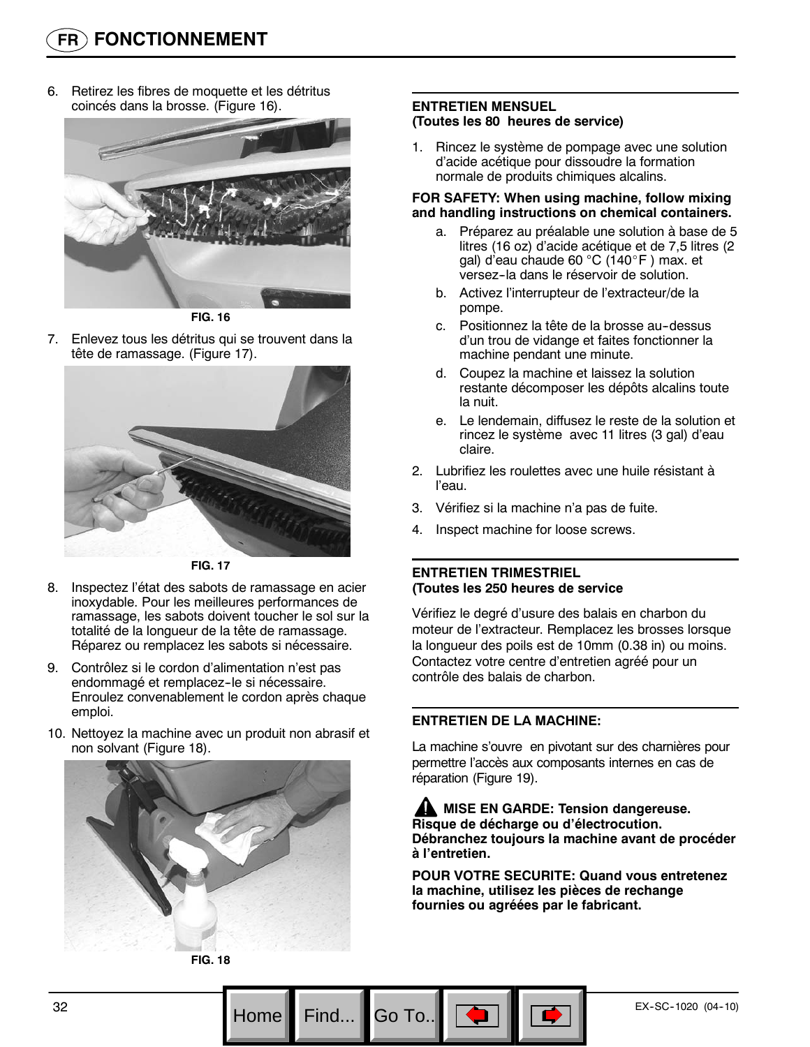6. Retirez les fibres de moquette et les détritus coincés dans la brosse. (Figure 16).

FIG. 16

7. Enlevez tous les détritus qui se trouvent dans la tête de ramassage. (Figure 17).

FIG. 17

8. Inspectez l'état des sabots de ramassage en acier inoxydable. Pour les meilleures performances de ramassage, les sabots doivent toucher le sol sur la totalité de la longueur de la tête de ramassage. Réparez ou remplacez les sabots si nécessaire.
9. Contrôlez si le cordon d'alimentation n'est pas endommagé et remplacez-le si nécessaire. Enroulez convenablement le cordon après chaque emploi.
10. Nettoyez la machine avec un produit non abrasif et non solvant (Figure 18).

FIG. 18

**ENTRETIEN MENSUEL**
**(Toutes les 80 heures de service)**

1. Rincez le système de pompage avec une solution d'acide acétique pour dissoudre la formation normale de produits chimiques alcalins.

**FOR SAFETY: When using machine, follow mixing and handling instructions on chemical containers.**

   a. Préparez au préalable une solution à base de 5 litres (16 oz) d'acide acétique et de 7,5 litres (2 gal) d'eau chaude 60 °C (140°F ) max. et versez-la dans le réservoir de solution.
   b. Activez l'interrupteur de l'extracteur/de la pompe.
   c. Positionnez la tête de la brosse au-dessus d'un trou de vidange et faites fonctionner la machine pendant une minute.
   d. Coupez la machine et laissez la solution restante décomposer les dépôts alcalins toute la nuit.
   e. Le lendemain, diffusez le reste de la solution et rincez le système avec 11 litres (3 gal) d'eau claire.

2. Lubrifiez les roulettes avec une huile résistant à l'eau.
3. Vérifiez si la machine n'a pas de fuite.
4. Inspect machine for loose screws.

**ENTRETIEN TRIMESTRIEL**
**(Toutes les 250 heures de service**

Vérifiez le degré d'usure des balais en charbon du moteur de l'extracteur. Remplacez les brosses lorsque la longueur des poils est de 10mm (0.38 in) ou moins. Contactez votre centre d'entretien agréé pour un contrôle des balais de charbon.

**ENTRETIEN DE LA MACHINE:**

La machine s'ouvre en pivotant sur des charnières pour permettre l'accès aux composants internes en cas de réparation (Figure 19).

**MISE EN GARDE: Tension dangereuse. Risque de décharge ou d'électrocution. Débranchez toujours la machine avant de procéder à l'entretien.**

**POUR VOTRE SECURITE: Quand vous entretenez la machine, utilisez les pièces de rechange fournies ou agréées par le fabricant.**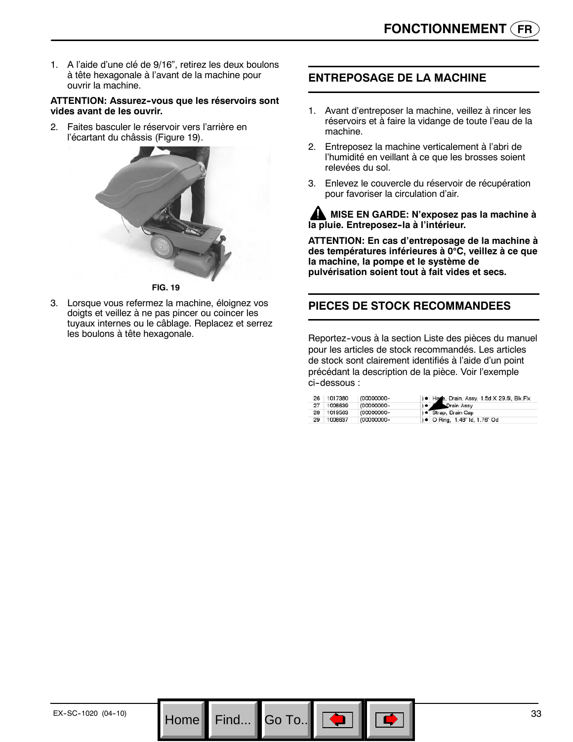1. A l'aide d'une clé de 9/16", retirez les deux boulons à tête hexagonale à l'avant de la machine pour ouvrir la machine.

**ATTENTION: Assurez-vous que les réservoirs sont vides avant de les ouvrir.**

2. Faites basculer le réservoir vers l'arrière en l'écartant du châssis (Figure 19).

**FIG. 19**

3. Lorsque vous refermez la machine, éloignez vos doigts et veillez à ne pas pincer ou coincer les tuyaux internes ou le câblage. Replacez et serrez les boulons à tête hexagonale.

## ENTREPOSAGE DE LA MACHINE

1. Avant d'entreposer la machine, veillez à rincer les réservoirs et à faire la vidange de toute l'eau de la machine.
2. Entreposez la machine verticalement à l'abri de l'humidité en veillant à ce que les brosses soient relevées du sol.
3. Enlevez le couvercle du réservoir de récupération pour favoriser la circulation d'air.

**⚠ MISE EN GARDE: N'exposez pas la machine à la pluie. Entreposez-la à l'intérieur.**

**ATTENTION: En cas d'entreposage de la machine à des températures inférieures à 0°C, veillez à ce que la machine, la pompe et le système de pulvérisation soient tout à fait vides et secs.**

## PIECES DE STOCK RECOMMANDEES

Reportez-vous à la section Liste des pièces du manuel pour les articles de stock recommandés. Les articles de stock sont clairement identifiés à l'aide d'un point précédant la description de la pièce. Voir l'exemple ci-dessous :

| | | | | |
|---|---|---|---|---|
| 26 | 1017380 | (00000000- | ) ● | Hose, Drain, Assy, 1.5d X 29.5l, Blk Fix |
| 27 | 1008639 | (00000000- | ) ● | Cap, Drain Assy |
| 28 | 1019563 | (00000000- | ) ● | Strap, Drain Cap |
| 29 | 1008637 | (00000000- | ) ● | O Ring, 1.48" Id, 1.76" Od |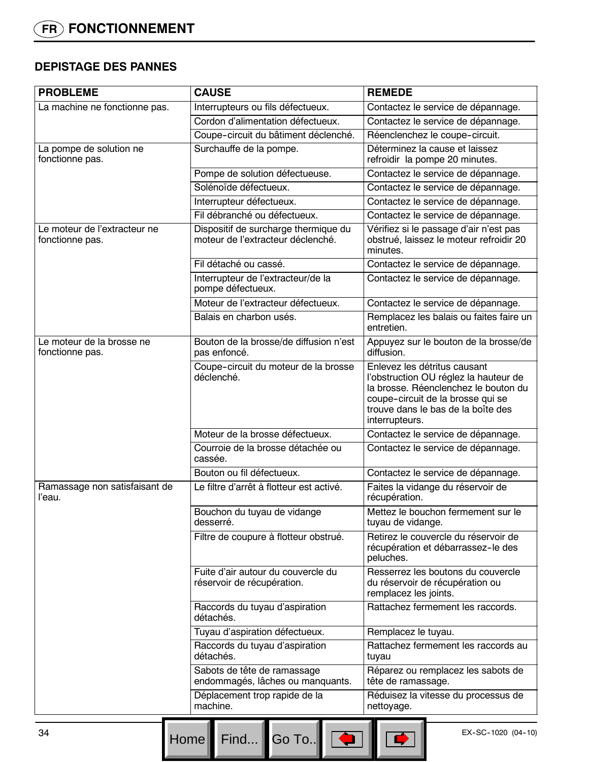## DEPISTAGE DES PANNES

| PROBLEME | CAUSE | REMEDE |
|---|---|---|
| La machine ne fonctionne pas. | Interrupteurs ou fils défectueux. | Contactez le service de dépannage. |
| | Cordon d'alimentation défectueux. | Contactez le service de dépannage. |
| | Coupe-circuit du bâtiment déclenché. | Réenclenchez le coupe-circuit. |
| La pompe de solution ne fonctionne pas. | Surchauffe de la pompe. | Déterminez la cause et laissez refroidir la pompe 20 minutes. |
| | Pompe de solution défectueuse. | Contactez le service de dépannage. |
| | Solénoïde défectueux. | Contactez le service de dépannage. |
| | Interrupteur défectueux. | Contactez le service de dépannage. |
| | Fil débranché ou défectueux. | Contactez le service de dépannage. |
| Le moteur de l'extracteur ne fonctionne pas. | Dispositif de surcharge thermique du moteur de l'extracteur déclenché. | Vérifiez si le passage d'air n'est pas obstrué, laissez le moteur refroidir 20 minutes. |
| | Fil détaché ou cassé. | Contactez le service de dépannage. |
| | Interrupteur de l'extracteur/de la pompe défectueux. | Contactez le service de dépannage. |
| | Moteur de l'extracteur défectueux. | Contactez le service de dépannage. |
| | Balais en charbon usés. | Remplacez les balais ou faites faire un entretien. |
| Le moteur de la brosse ne fonctionne pas. | Bouton de la brosse/de diffusion n'est pas enfoncé. | Appuyez sur le bouton de la brosse/de diffusion. |
| | Coupe-circuit du moteur de la brosse déclenché. | Enlevez les détritus causant l'obstruction OU réglez la hauteur de la brosse. Réenclenchez le bouton du coupe-circuit de la brosse qui se trouve dans le bas de la boîte des interrupteurs. |
| | Moteur de la brosse défectueux. | Contactez le service de dépannage. |
| | Courroie de la brosse détachée ou cassée. | Contactez le service de dépannage. |
| | Bouton ou fil défectueux. | Contactez le service de dépannage. |
| Ramassage non satisfaisant de l'eau. | Le filtre d'arrêt à flotteur est activé. | Faites la vidange du réservoir de récupération. |
| | Bouchon du tuyau de vidange desserré. | Mettez le bouchon fermement sur le tuyau de vidange. |
| | Filtre de coupure à flotteur obstrué. | Retirez le couvercle du réservoir de récupération et débarrassez-le des peluches. |
| | Fuite d'air autour du couvercle du réservoir de récupération. | Resserrez les boutons du couvercle du réservoir de récupération ou remplacez les joints. |
| | Raccords du tuyau d'aspiration détachés. | Rattachez fermement les raccords. |
| | Tuyau d'aspiration défectueux. | Remplacez le tuyau. |
| | Raccords du tuyau d'aspiration détachés. | Rattachez fermement les raccords au tuyau |
| | Sabots de tête de ramassage endommagés, lâches ou manquants. | Réparez ou remplacez les sabots de tête de ramassage. |
| | Déplacement trop rapide de la machine. | Réduisez la vitesse du processus de nettoyage. |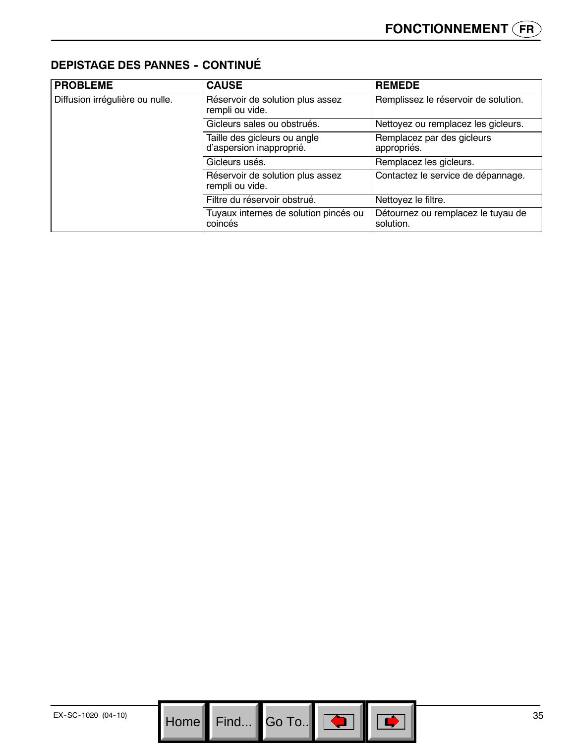## DEPISTAGE DES PANNES - CONTINUÉ

| PROBLEME | CAUSE | REMEDE |
|---|---|---|
| Diffusion irrégulière ou nulle. | Réservoir de solution plus assez rempli ou vide. | Remplissez le réservoir de solution. |
| | Gicleurs sales ou obstrués. | Nettoyez ou remplacez les gicleurs. |
| | Taille des gicleurs ou angle d'aspersion inapproprié. | Remplacez par des gicleurs appropriés. |
| | Gicleurs usés. | Remplacez les gicleurs. |
| | Réservoir de solution plus assez rempli ou vide. | Contactez le service de dépannage. |
| | Filtre du réservoir obstrué. | Nettoyez le filtre. |
| | Tuyaux internes de solution pincés ou coincés | Détournez ou remplacez le tuyau de solution. |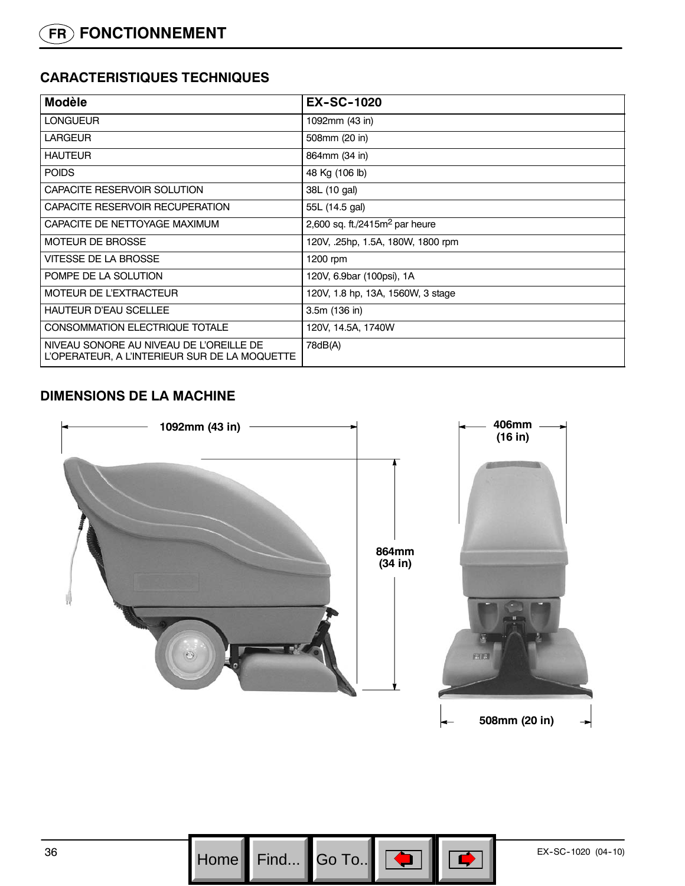# FR FONCTIONNEMENT

## CARACTERISTIQUES TECHNIQUES

| Modèle | EX-SC-1020 |
|---|---|
| LONGUEUR | 1092mm (43 in) |
| LARGEUR | 508mm (20 in) |
| HAUTEUR | 864mm (34 in) |
| POIDS | 48 Kg (106 lb) |
| CAPACITE RESERVOIR SOLUTION | 38L (10 gal) |
| CAPACITE RESERVOIR RECUPERATION | 55L (14.5 gal) |
| CAPACITE DE NETTOYAGE MAXIMUM | 2,600 sq. ft./2415m$^2$ par heure |
| MOTEUR DE BROSSE | 120V, .25hp, 1.5A, 180W, 1800 rpm |
| VITESSE DE LA BROSSE | 1200 rpm |
| POMPE DE LA SOLUTION | 120V, 6.9bar (100psi), 1A |
| MOTEUR DE L'EXTRACTEUR | 120V, 1.8 hp, 13A, 1560W, 3 stage |
| HAUTEUR D'EAU SCELLEE | 3.5m (136 in) |
| CONSOMMATION ELECTRIQUE TOTALE | 120V, 14.5A, 1740W |
| NIVEAU SONORE AU NIVEAU DE L'OREILLE DE L'OPERATEUR, A L'INTERIEUR SUR DE LA MOQUETTE | 78dB(A) |

## DIMENSIONS DE LA MACHINE

1092mm (43 in)

864mm (34 in)

406mm (16 in)

508mm (20 in)

EX-SC-1020 (04-10)